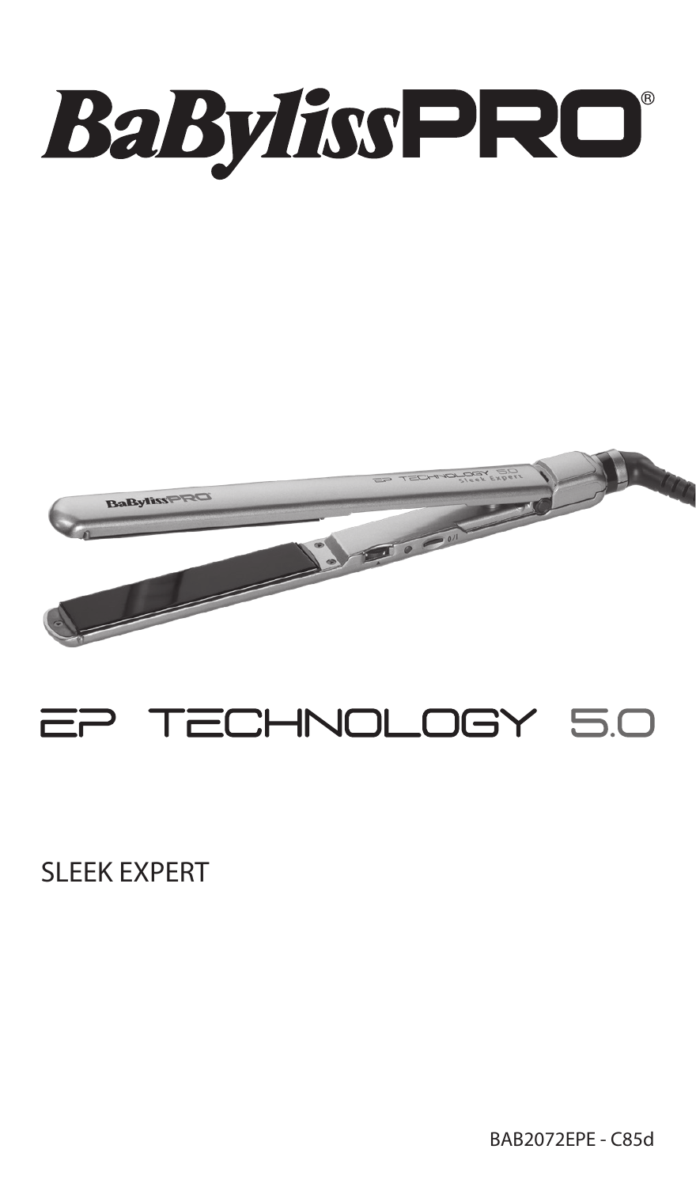# BaBylissPRO®

# EP TECHNOLOGY 5.0

SLEEK EXPERT

BAB2072EPE - C85d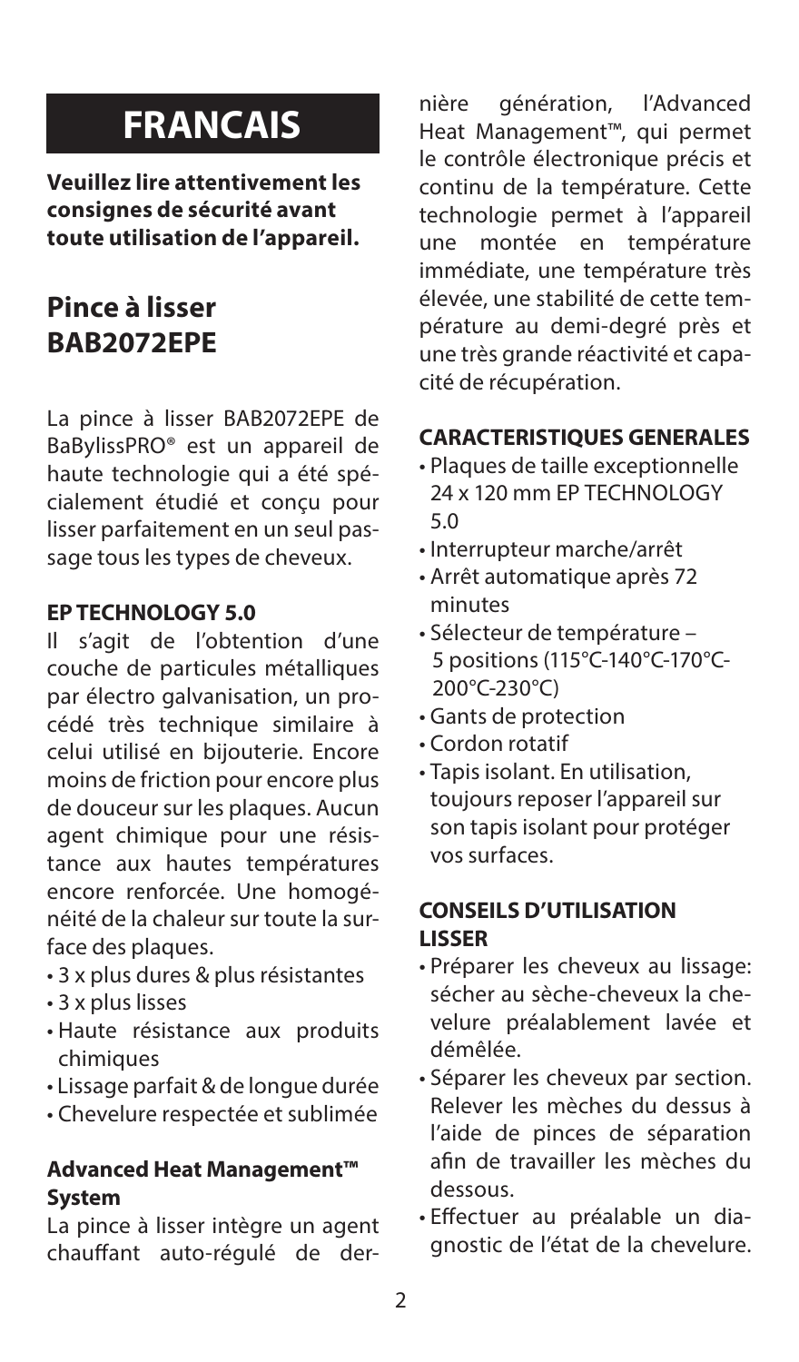# FRANCAIS

**Veuillez lire attentivement les consignes de sécurité avant toute utilisation de l'appareil.**

## Pince à lisser BAB2072EPE

La pince à lisser BAB2072EPE de BaBylissPRO® est un appareil de haute technologie qui a été spécialement étudié et conçu pour lisser parfaitement en un seul passage tous les types de cheveux.

### EP TECHNOLOGY 5.0

Il s'agit de l'obtention d'une couche de particules métalliques par électro galvanisation, un procédé très technique similaire à celui utilisé en bijouterie. Encore moins de friction pour encore plus de douceur sur les plaques. Aucun agent chimique pour une résistance aux hautes températures encore renforcée. Une homogénéité de la chaleur sur toute la surface des plaques.

- 3 x plus dures & plus résistantes
- 3 x plus lisses
- Haute résistance aux produits chimiques
- Lissage parfait & de longue durée
- Chevelure respectée et sublimée

### Advanced Heat Management™ System

La pince à lisser intègre un agent chauffant auto-régulé de dernière génération, l'Advanced Heat Management™, qui permet le contrôle électronique précis et continu de la température. Cette technologie permet à l'appareil une montée en température immédiate, une température très élevée, une stabilité de cette température au demi-degré près et une très grande réactivité et capacité de récupération.

### CARACTERISTIQUES GENERALES

- Plaques de taille exceptionnelle 24 x 120 mm EP TECHNOLOGY 5.0
- Interrupteur marche/arrêt
- Arrêt automatique après 72 minutes
- Sélecteur de température – 5 positions (115°C-140°C-170°C-200°C-230°C)
- Gants de protection
- Cordon rotatif
- Tapis isolant. En utilisation, toujours reposer l'appareil sur son tapis isolant pour protéger vos surfaces.

### CONSEILS D'UTILISATION LISSER

- Préparer les cheveux au lissage: sécher au sèche-cheveux la chevelure préalablement lavée et démêlée.
- Séparer les cheveux par section. Relever les mèches du dessus à l'aide de pinces de séparation afin de travailler les mèches du dessous.
- Effectuer au préalable un diagnostic de l'état de la chevelure.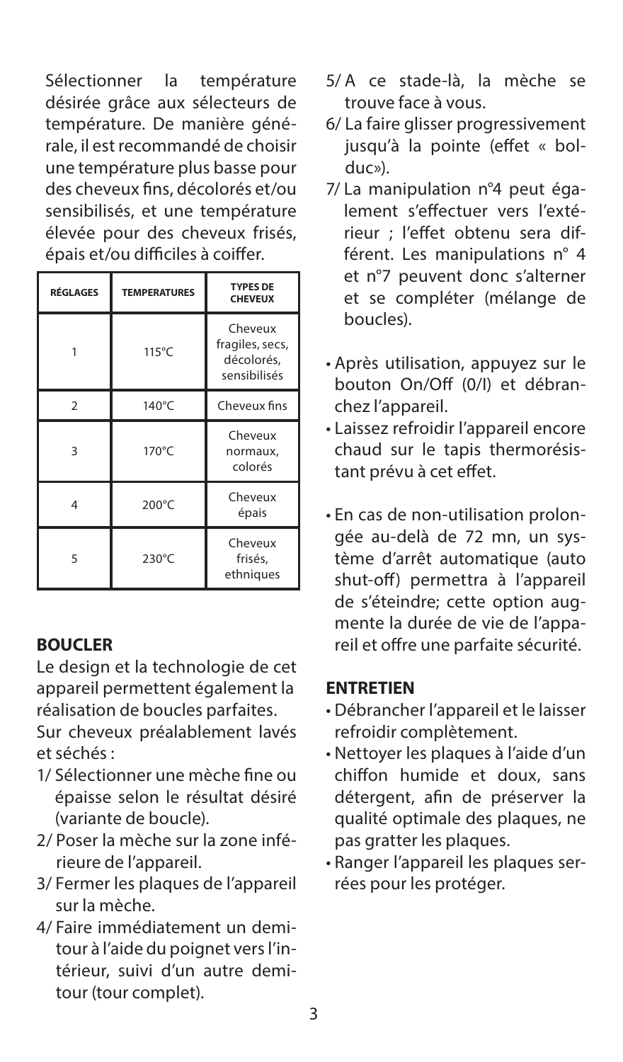Sélectionner la température désirée grâce aux sélecteurs de température. De manière générale, il est recommandé de choisir une température plus basse pour des cheveux fins, décolorés et/ou sensibilisés, et une température élevée pour des cheveux frisés, épais et/ou difficiles à coiffer.

| RÉGLAGES | TEMPERATURES | TYPES DE CHEVEUX |
| --- | --- | --- |
| 1 | 115°C | Cheveux fragiles, secs, décolorés, sensibilisés |
| 2 | 140°C | Cheveux fins |
| 3 | 170°C | Cheveux normaux, colorés |
| 4 | 200°C | Cheveux épais |
| 5 | 230°C | Cheveux frisés, ethniques |

## BOUCLER

Le design et la technologie de cet appareil permettent également la réalisation de boucles parfaites.

Sur cheveux préalablement lavés et séchés :

1/ Sélectionner une mèche fine ou épaisse selon le résultat désiré (variante de boucle).

2/ Poser la mèche sur la zone inférieure de l'appareil.

3/ Fermer les plaques de l'appareil sur la mèche.

4/ Faire immédiatement un demi-tour à l'aide du poignet vers l'intérieur, suivi d'un autre demi-tour (tour complet).

5/ A ce stade-là, la mèche se trouve face à vous.

6/ La faire glisser progressivement jusqu'à la pointe (effet « bolduc»).

7/ La manipulation n°4 peut également s'effectuer vers l'extérieur ; l'effet obtenu sera différent. Les manipulations n° 4 et n°7 peuvent donc s'alterner et se compléter (mélange de boucles).

- Après utilisation, appuyez sur le bouton On/Off (0/I) et débranchez l'appareil.
- Laissez refroidir l'appareil encore chaud sur le tapis thermorésistant prévu à cet effet.

- En cas de non-utilisation prolongée au-delà de 72 mn, un système d'arrêt automatique (auto shut-off) permettra à l'appareil de s'éteindre; cette option augmente la durée de vie de l'appareil et offre une parfaite sécurité.

## ENTRETIEN

- Débrancher l'appareil et le laisser refroidir complètement.
- Nettoyer les plaques à l'aide d'un chiffon humide et doux, sans détergent, afin de préserver la qualité optimale des plaques, ne pas gratter les plaques.
- Ranger l'appareil les plaques serrées pour les protéger.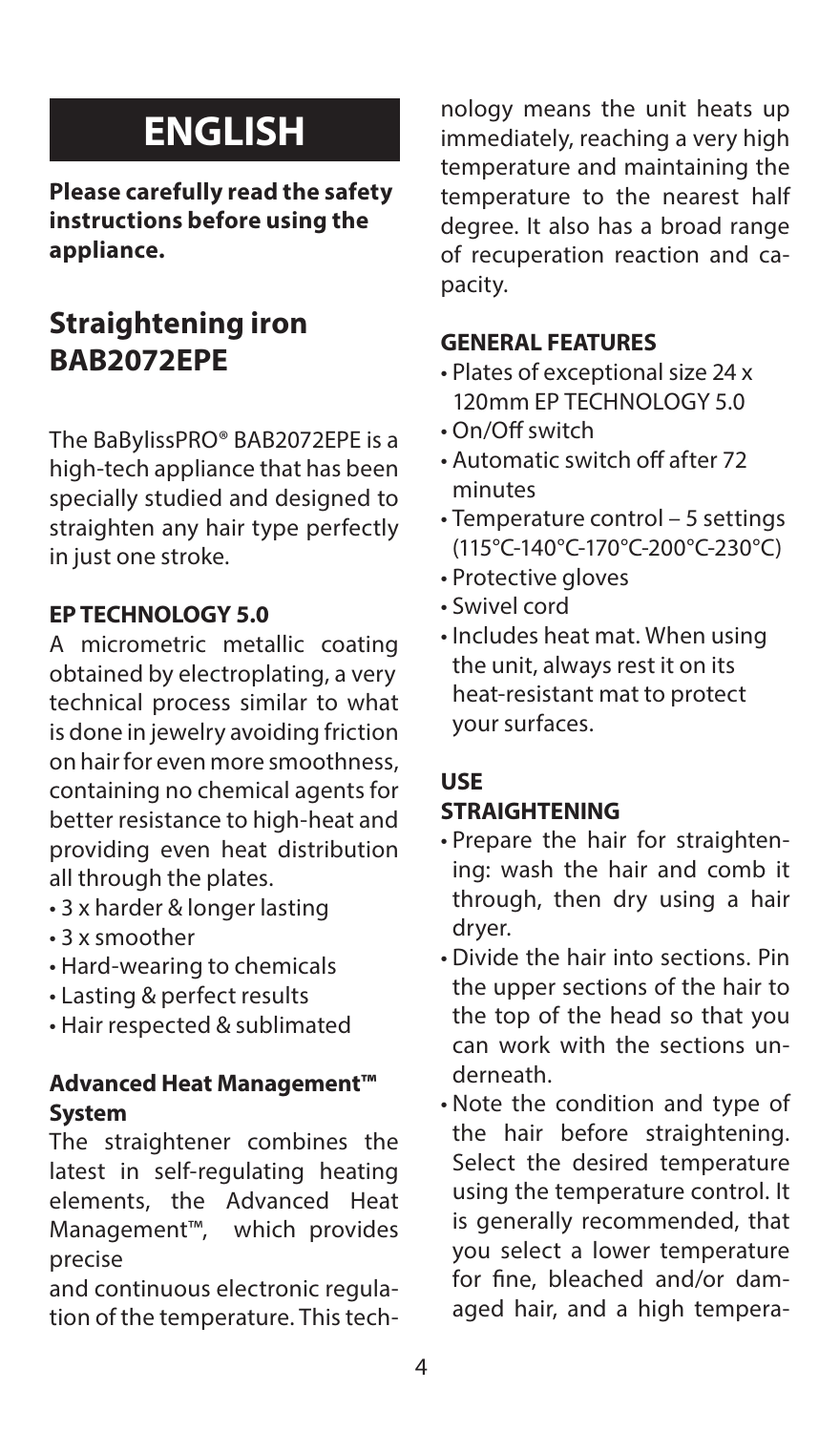# ENGLISH

**Please carefully read the safety instructions before using the appliance.**

## Straightening iron BAB2072EPE

The BaBylissPRO® BAB2072EPE is a high-tech appliance that has been specially studied and designed to straighten any hair type perfectly in just one stroke.

### EP TECHNOLOGY 5.0

A micrometric metallic coating obtained by electroplating, a very technical process similar to what is done in jewelry avoiding friction on hair for even more smoothness, containing no chemical agents for better resistance to high-heat and providing even heat distribution all through the plates.

- 3 x harder & longer lasting
- 3 x smoother
- Hard-wearing to chemicals
- Lasting & perfect results
- Hair respected & sublimated

### Advanced Heat Management™ System

The straightener combines the latest in self-regulating heating elements, the Advanced Heat Management™, which provides precise

and continuous electronic regulation of the temperature. This technology means the unit heats up immediately, reaching a very high temperature and maintaining the temperature to the nearest half degree. It also has a broad range of recuperation reaction and capacity.

### GENERAL FEATURES

- Plates of exceptional size 24 x 120mm EP TECHNOLOGY 5.0
- On/Off switch
- Automatic switch off after 72 minutes
- Temperature control – 5 settings (115°C-140°C-170°C-200°C-230°C)
- Protective gloves
- Swivel cord
- Includes heat mat. When using the unit, always rest it on its heat-resistant mat to protect your surfaces.

### USE

### STRAIGHTENING

- Prepare the hair for straightening: wash the hair and comb it through, then dry using a hair dryer.
- Divide the hair into sections. Pin the upper sections of the hair to the top of the head so that you can work with the sections underneath.
- Note the condition and type of the hair before straightening. Select the desired temperature using the temperature control. It is generally recommended, that you select a lower temperature for fine, bleached and/or damaged hair, and a high tempera-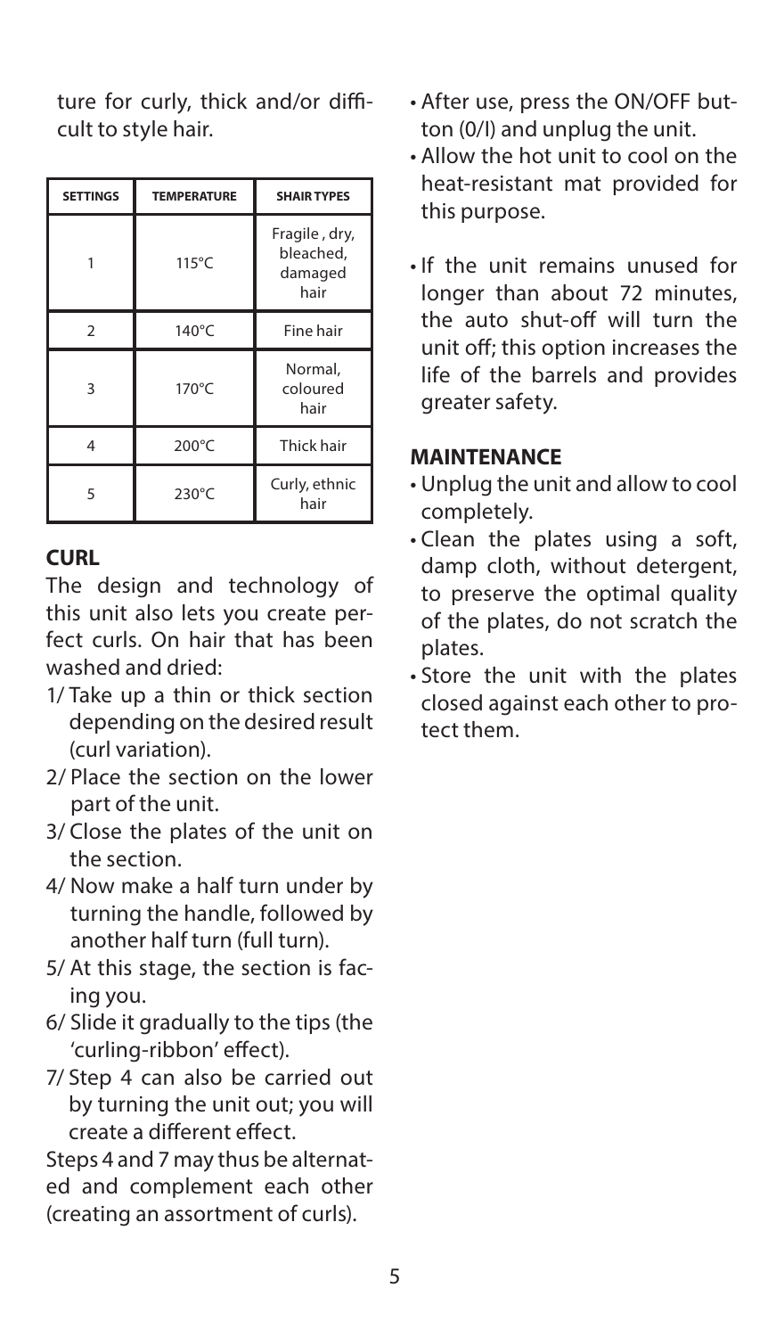ture for curly, thick and/or difficult to style hair.

| SETTINGS | TEMPERATURE | SHAIR TYPES |
|---|---|---|
| 1 | 115°C | Fragile , dry, bleached, damaged hair |
| 2 | 140°C | Fine hair |
| 3 | 170°C | Normal, coloured hair |
| 4 | 200°C | Thick hair |
| 5 | 230°C | Curly, ethnic hair |

**CURL**

The design and technology of this unit also lets you create perfect curls. On hair that has been washed and dried:

1/ Take up a thin or thick section depending on the desired result (curl variation).
2/ Place the section on the lower part of the unit.
3/ Close the plates of the unit on the section.
4/ Now make a half turn under by turning the handle, followed by another half turn (full turn).
5/ At this stage, the section is facing you.
6/ Slide it gradually to the tips (the 'curling-ribbon' effect).
7/ Step 4 can also be carried out by turning the unit out; you will create a different effect.

Steps 4 and 7 may thus be alternated and complement each other (creating an assortment of curls).

- After use, press the ON/OFF button (0/I) and unplug the unit.
- Allow the hot unit to cool on the heat-resistant mat provided for this purpose.

- If the unit remains unused for longer than about 72 minutes, the auto shut-off will turn the unit off; this option increases the life of the barrels and provides greater safety.

**MAINTENANCE**

- Unplug the unit and allow to cool completely.
- Clean the plates using a soft, damp cloth, without detergent, to preserve the optimal quality of the plates, do not scratch the plates.
- Store the unit with the plates closed against each other to protect them.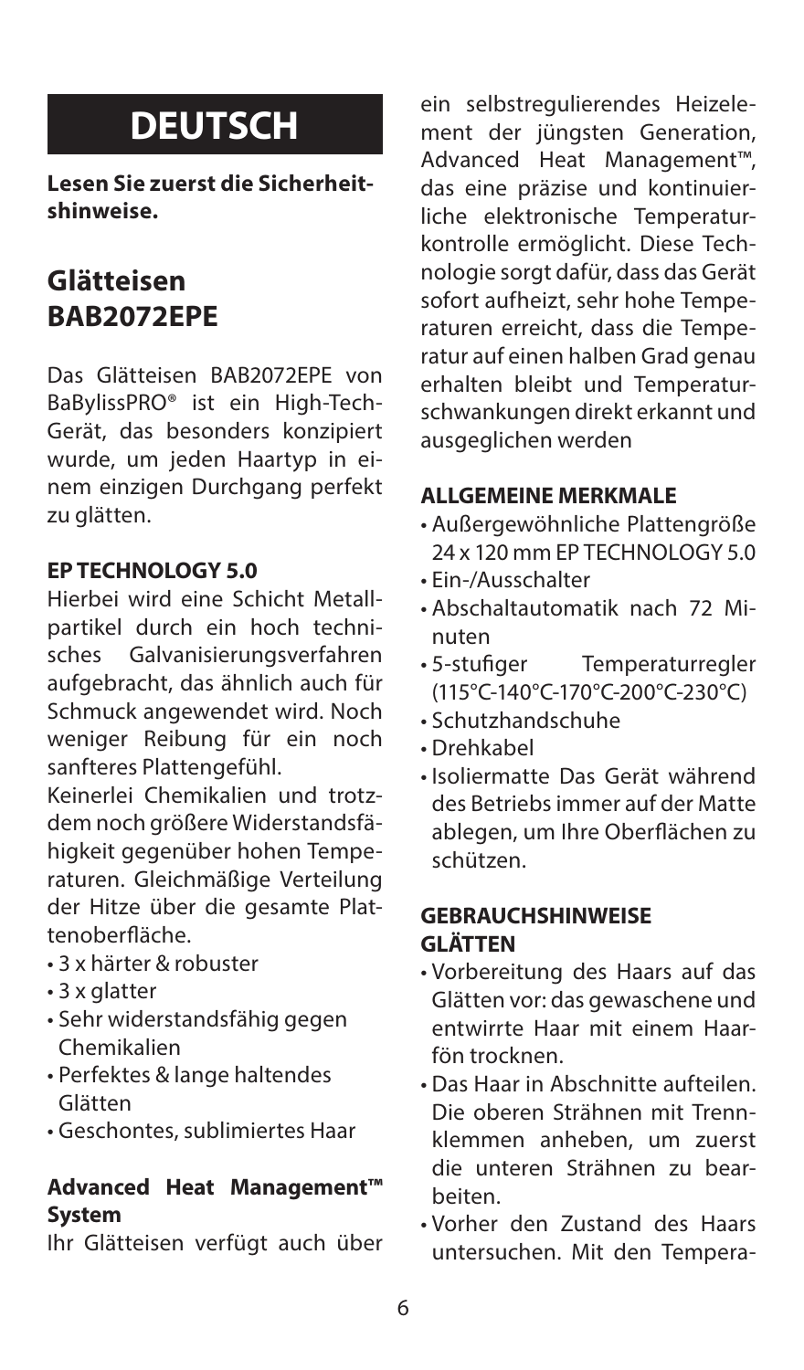# DEUTSCH

**Lesen Sie zuerst die Sicherheitshinweise.**

## Glätteisen BAB2072EPE

Das Glätteisen BAB2072EPE von BaBylissPRO® ist ein High-Tech-Gerät, das besonders konzipiert wurde, um jeden Haartyp in einem einzigen Durchgang perfekt zu glätten.

### EP TECHNOLOGY 5.0

Hierbei wird eine Schicht Metallpartikel durch ein hoch technisches Galvanisierungsverfahren aufgebracht, das ähnlich auch für Schmuck angewendet wird. Noch weniger Reibung für ein noch sanfteres Plattengefühl.

Keinerlei Chemikalien und trotzdem noch größere Widerstandsfähigkeit gegenüber hohen Temperaturen. Gleichmäßige Verteilung der Hitze über die gesamte Plattenoberfläche.

- 3 x härter & robuster
- 3 x glatter
- Sehr widerstandsfähig gegen Chemikalien
- Perfektes & lange haltendes Glätten
- Geschontes, sublimiertes Haar

### Advanced Heat Management™ System

Ihr Glätteisen verfügt auch über ein selbstregulierendes Heizelement der jüngsten Generation, Advanced Heat Management™, das eine präzise und kontinuierliche elektronische Temperaturkontrolle ermöglicht. Diese Technologie sorgt dafür, dass das Gerät sofort aufheizt, sehr hohe Temperaturen erreicht, dass die Temperatur auf einen halben Grad genau erhalten bleibt und Temperaturschwankungen direkt erkannt und ausgeglichen werden

### ALLGEMEINE MERKMALE

- Außergewöhnliche Plattengröße 24 x 120 mm EP TECHNOLOGY 5.0
- Ein-/Ausschalter
- Abschaltautomatik nach 72 Minuten
- 5-stufiger Temperaturregler (115°C-140°C-170°C-200°C-230°C)
- Schutzhandschuhe
- Drehkabel
- Isoliermatte Das Gerät während des Betriebs immer auf der Matte ablegen, um Ihre Oberflächen zu schützen.

### GEBRAUCHSHINWEISE GLÄTTEN

- Vorbereitung des Haars auf das Glätten vor: das gewaschene und entwirrte Haar mit einem Haarfön trocknen.
- Das Haar in Abschnitte aufteilen. Die oberen Strähnen mit Trennklemmen anheben, um zuerst die unteren Strähnen zu bearbeiten.
- Vorher den Zustand des Haars untersuchen. Mit den Tempera-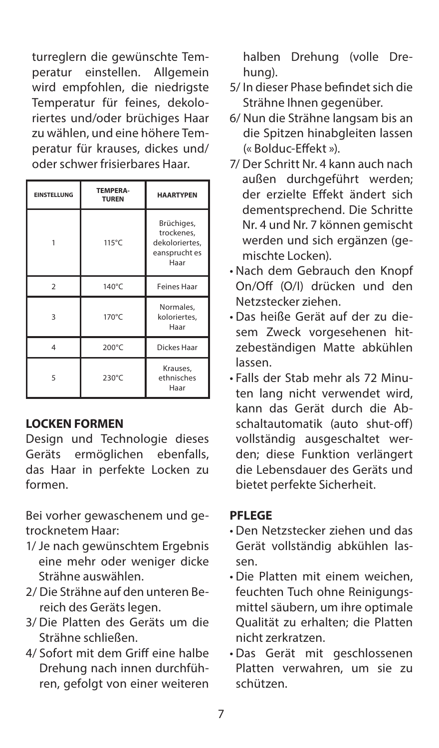turreglern die gewünschte Temperatur einstellen. Allgemein wird empfohlen, die niedrigste Temperatur für feines, dekoloriertes und/oder brüchiges Haar zu wählen, und eine höhere Temperatur für krauses, dickes und/oder schwer frisierbares Haar.

| EINSTELLUNG | TEMPERATUREN | HAARTYPEN |
|---|---|---|
| 1 | 115°C | Brüchiges, trockenes, dekoloriertes, eansprucht es Haar |
| 2 | 140°C | Feines Haar |
| 3 | 170°C | Normales, koloriertes, Haar |
| 4 | 200°C | Dickes Haar |
| 5 | 230°C | Krauses, ethnisches Haar |

**LOCKEN FORMEN**

Design und Technologie dieses Geräts ermöglichen ebenfalls, das Haar in perfekte Locken zu formen.

Bei vorher gewaschenem und getrocknetem Haar:

1/ Je nach gewünschtem Ergebnis eine mehr oder weniger dicke Strähne auswählen.
2/ Die Strähne auf den unteren Bereich des Geräts legen.
3/ Die Platten des Geräts um die Strähne schließen.
4/ Sofort mit dem Griff eine halbe Drehung nach innen durchführen, gefolgt von einer weiteren halben Drehung (volle Drehung).
5/ In dieser Phase befindet sich die Strähne Ihnen gegenüber.
6/ Nun die Strähne langsam bis an die Spitzen hinabgleiten lassen (« Bolduc-Effekt »).
7/ Der Schritt Nr. 4 kann auch nach außen durchgeführt werden; der erzielte Effekt ändert sich dementsprechend. Die Schritte Nr. 4 und Nr. 7 können gemischt werden und sich ergänzen (gemischte Locken).

- Nach dem Gebrauch den Knopf On/Off (O/I) drücken und den Netzstecker ziehen.
- Das heiße Gerät auf der zu diesem Zweck vorgesehenen hitzebeständigen Matte abkühlen lassen.
- Falls der Stab mehr als 72 Minuten lang nicht verwendet wird, kann das Gerät durch die Abschaltautomatik (auto shut-off) vollständig ausgeschaltet werden; diese Funktion verlängert die Lebensdauer des Geräts und bietet perfekte Sicherheit.

**PFLEGE**

- Den Netzstecker ziehen und das Gerät vollständig abkühlen lassen.
- Die Platten mit einem weichen, feuchten Tuch ohne Reinigungsmittel säubern, um ihre optimale Qualität zu erhalten; die Platten nicht zerkratzen.
- Das Gerät mit geschlossenen Platten verwahren, um sie zu schützen.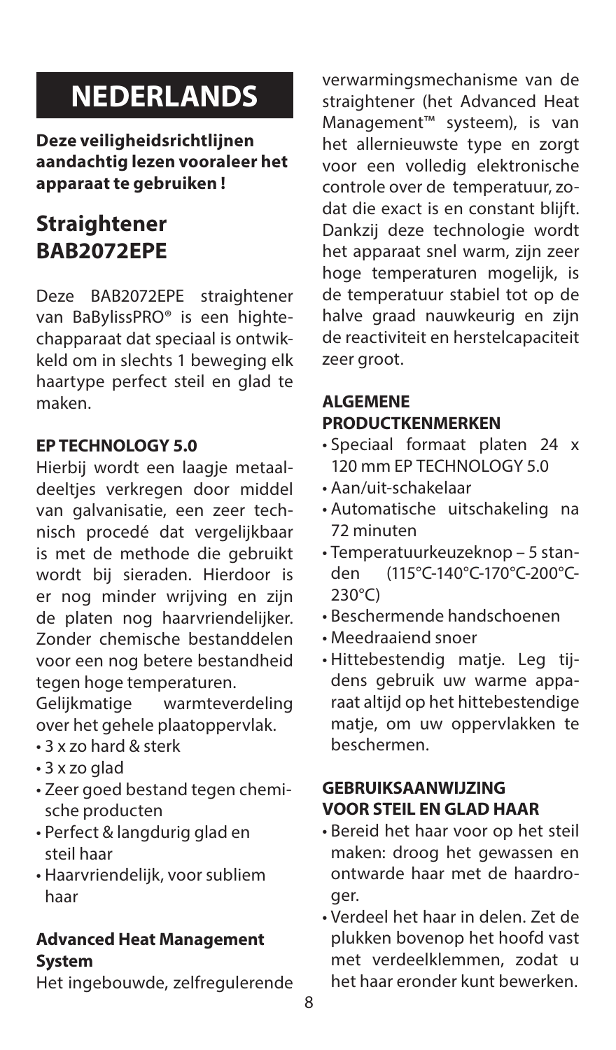# NEDERLANDS

**Deze veiligheidsrichtlijnen aandachtig lezen vooraleer het apparaat te gebruiken !**

## Straightener BAB2072EPE

Deze BAB2072EPE straightener van BaBylissPRO® is een hightechapparaat dat speciaal is ontwikkeld om in slechts 1 beweging elk haartype perfect steil en glad te maken.

**EP TECHNOLOGY 5.0**

Hierbij wordt een laagje metaaldeeltjes verkregen door middel van galvanisatie, een zeer technisch procedé dat vergelijkbaar is met de methode die gebruikt wordt bij sieraden. Hierdoor is er nog minder wrijving en zijn de platen nog haarvriendelijker. Zonder chemische bestanddelen voor een nog betere bestandheid tegen hoge temperaturen.

Gelijkmatige warmteverdeling over het gehele plaatoppervlak.

- 3 x zo hard & sterk
- 3 x zo glad
- Zeer goed bestand tegen chemische producten
- Perfect & langdurig glad en steil haar
- Haarvriendelijk, voor subliem haar

**Advanced Heat Management System**

Het ingebouwde, zelfregulerende verwarmingsmechanisme van de straightener (het Advanced Heat Management™ systeem), is van het allernieuwste type en zorgt voor een volledig elektronische controle over de temperatuur, zodat die exact is en constant blijft. Dankzij deze technologie wordt het apparaat snel warm, zijn zeer hoge temperaturen mogelijk, is de temperatuur stabiel tot op de halve graad nauwkeurig en zijn de reactiviteit en herstelcapaciteit zeer groot.

**ALGEMENE PRODUCTKENMERKEN**

- Speciaal formaat platen 24 x 120 mm EP TECHNOLOGY 5.0
- Aan/uit-schakelaar
- Automatische uitschakeling na 72 minuten
- Temperatuurkeuzeknop – 5 standen (115°C-140°C-170°C-200°C-230°C)
- Beschermende handschoenen
- Meedraaiend snoer
- Hittebestendig matje. Leg tijdens gebruik uw warme apparaat altijd op het hittebestendige matje, om uw oppervlakken te beschermen.

**GEBRUIKSAANWIJZING VOOR STEIL EN GLAD HAAR**

- Bereid het haar voor op het steil maken: droog het gewassen en ontwarde haar met de haardroger.
- Verdeel het haar in delen. Zet de plukken bovenop het hoofd vast met verdeelklemmen, zodat u het haar eronder kunt bewerken.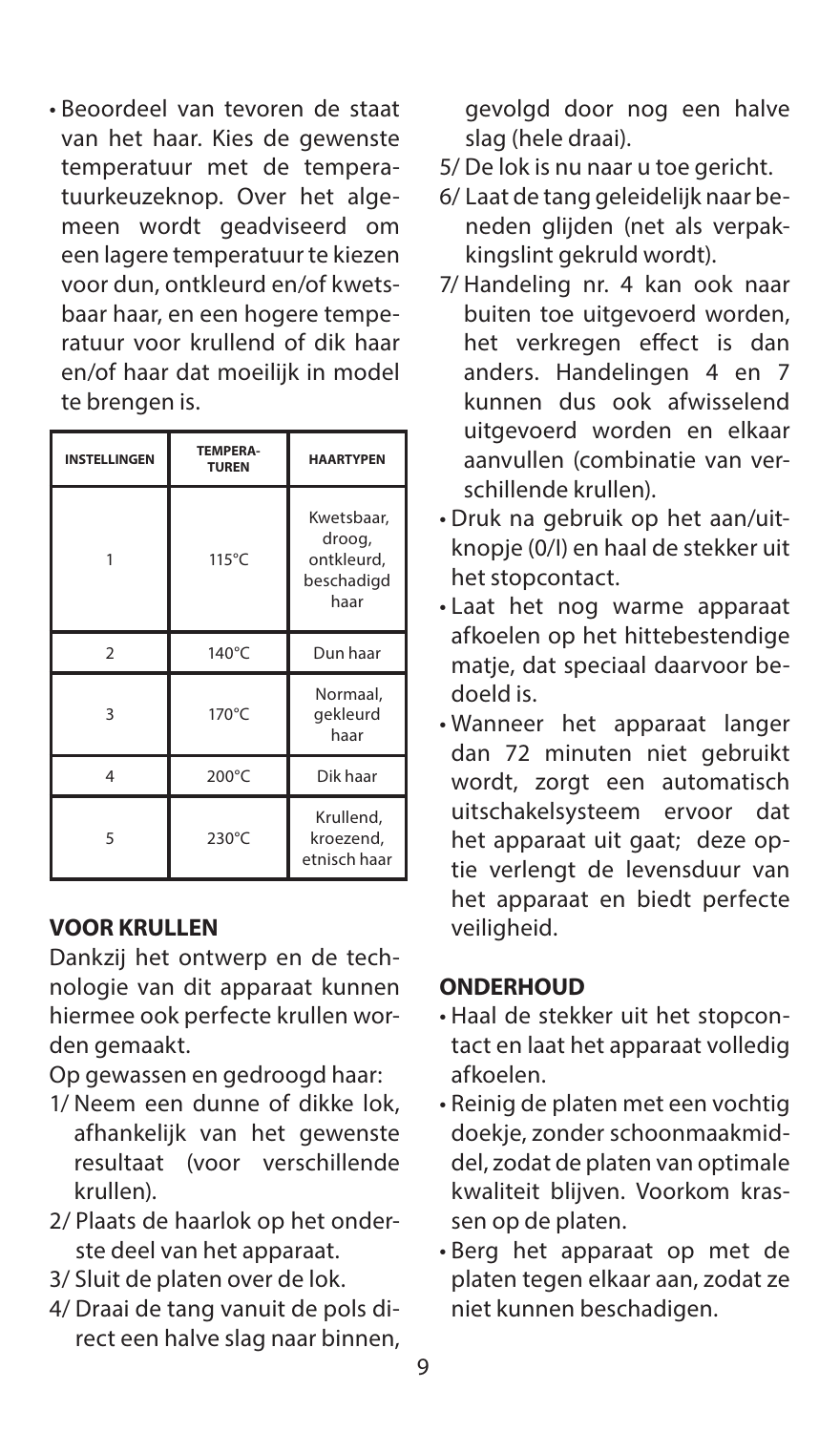- Beoordeel van tevoren de staat van het haar. Kies de gewenste temperatuur met de temperatuurkeuzeknop. Over het algemeen wordt geadviseerd om een lagere temperatuur te kiezen voor dun, ontkleurd en/of kwetsbaar haar, en een hogere temperatuur voor krullend of dik haar en/of haar dat moeilijk in model te brengen is.

| INSTELLINGEN | TEMPERATUREN | HAARTYPEN |
|---|---|---|
| 1 | 115°C | Kwetsbaar, droog, ontkleurd, beschadigd haar |
| 2 | 140°C | Dun haar |
| 3 | 170°C | Normaal, gekleurd haar |
| 4 | 200°C | Dik haar |
| 5 | 230°C | Krullend, kroezend, etnisch haar |

## VOOR KRULLEN

Dankzij het ontwerp en de technologie van dit apparaat kunnen hiermee ook perfecte krullen worden gemaakt.

Op gewassen en gedroogd haar:

1/ Neem een dunne of dikke lok, afhankelijk van het gewenste resultaat (voor verschillende krullen).

2/ Plaats de haarlok op het onderste deel van het apparaat.

3/ Sluit de platen over de lok.

4/ Draai de tang vanuit de pols direct een halve slag naar binnen, gevolgd door nog een halve slag (hele draai).

5/ De lok is nu naar u toe gericht.

6/ Laat de tang geleidelijk naar beneden glijden (net als verpakkingslint gekruld wordt).

7/ Handeling nr. 4 kan ook naar buiten toe uitgevoerd worden, het verkregen effect is dan anders. Handelingen 4 en 7 kunnen dus ook afwisselend uitgevoerd worden en elkaar aanvullen (combinatie van verschillende krullen).

- Druk na gebruik op het aan/uitknopje (0/I) en haal de stekker uit het stopcontact.
- Laat het nog warme apparaat afkoelen op het hittebestendige matje, dat speciaal daarvoor bedoeld is.
- Wanneer het apparaat langer dan 72 minuten niet gebruikt wordt, zorgt een automatisch uitschakelsysteem ervoor dat het apparaat uit gaat; deze optie verlengt de levensduur van het apparaat en biedt perfecte veiligheid.

## ONDERHOUD

- Haal de stekker uit het stopcontact en laat het apparaat volledig afkoelen.
- Reinig de platen met een vochtig doekje, zonder schoonmaakmiddel, zodat de platen van optimale kwaliteit blijven. Voorkom krassen op de platen.
- Berg het apparaat op met de platen tegen elkaar aan, zodat ze niet kunnen beschadigen.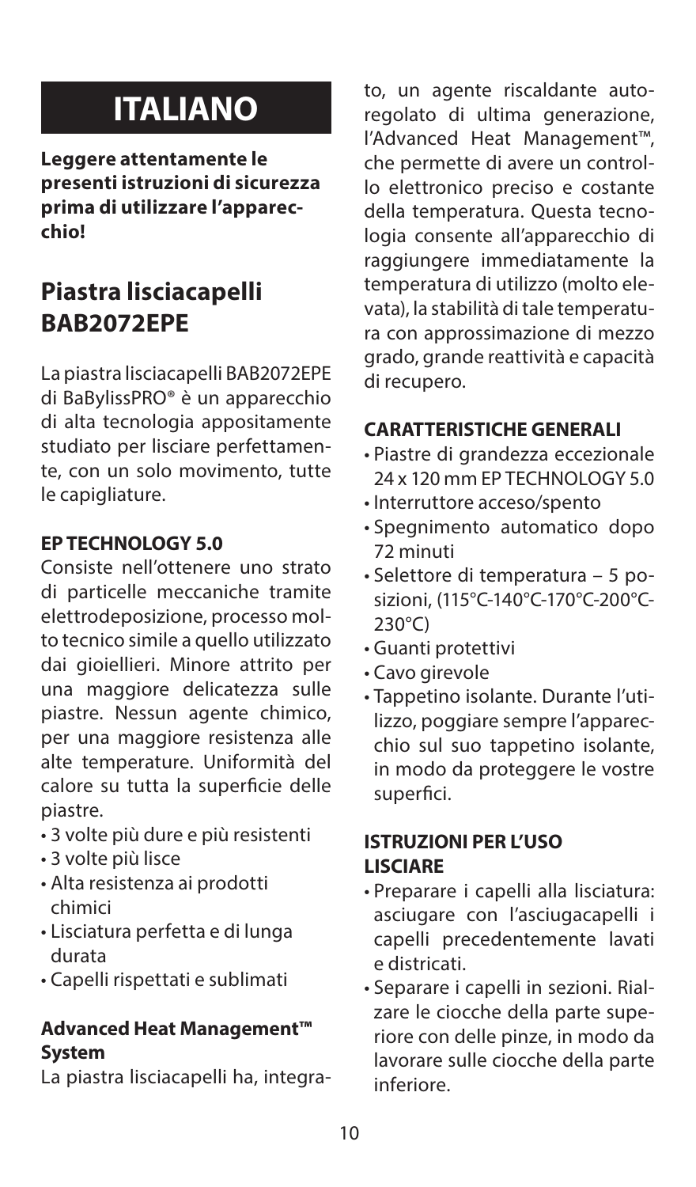# ITALIANO

**Leggere attentamente le presenti istruzioni di sicurezza prima di utilizzare l'apparecchio!**

## Piastra lisciacapelli BAB2072EPE

La piastra lisciacapelli BAB2072EPE di BaBylissPRO® è un apparecchio di alta tecnologia appositamente studiato per lisciare perfettamente, con un solo movimento, tutte le capigliature.

### EP TECHNOLOGY 5.0

Consiste nell'ottenere uno strato di particelle meccaniche tramite elettrodeposizione, processo molto tecnico simile a quello utilizzato dai gioiellieri. Minore attrito per una maggiore delicatezza sulle piastre. Nessun agente chimico, per una maggiore resistenza alle alte temperature. Uniformità del calore su tutta la superficie delle piastre.

- 3 volte più dure e più resistenti
- 3 volte più lisce
- Alta resistenza ai prodotti chimici
- Lisciatura perfetta e di lunga durata
- Capelli rispettati e sublimati

### Advanced Heat Management™ System

La piastra lisciacapelli ha, integrato, un agente riscaldante autoregolato di ultima generazione, l'Advanced Heat Management™, che permette di avere un controllo elettronico preciso e costante della temperatura. Questa tecnologia consente all'apparecchio di raggiungere immediatamente la temperatura di utilizzo (molto elevata), la stabilità di tale temperatura con approssimazione di mezzo grado, grande reattività e capacità di recupero.

### CARATTERISTICHE GENERALI

- Piastre di grandezza eccezionale 24 x 120 mm EP TECHNOLOGY 5.0
- Interruttore acceso/spento
- Spegnimento automatico dopo 72 minuti
- Selettore di temperatura – 5 posizioni, (115°C-140°C-170°C-200°C-230°C)
- Guanti protettivi
- Cavo girevole
- Tappetino isolante. Durante l'utilizzo, poggiare sempre l'apparecchio sul suo tappetino isolante, in modo da proteggere le vostre superfici.

### ISTRUZIONI PER L'USO LISCIARE

- Preparare i capelli alla lisciatura: asciugare con l'asciugacapelli i capelli precedentemente lavati e districati.
- Separare i capelli in sezioni. Rialzare le ciocche della parte superiore con delle pinze, in modo da lavorare sulle ciocche della parte inferiore.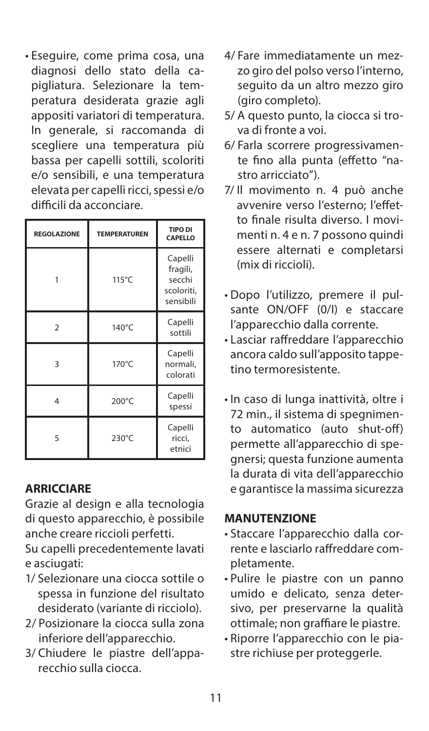- Eseguire, come prima cosa, una diagnosi dello stato della capigliatura. Selezionare la temperatura desiderata grazie agli appositi variatori di temperatura. In generale, si raccomanda di scegliere una temperatura più bassa per capelli sottili, scoloriti e/o sensibili, e una temperatura elevata per capelli ricci, spessi e/o difficili da acconciare.

| REGOLAZIONE | TEMPERATUREN | TIPO DI CAPELLO |
|---|---|---|
| 1 | 115°C | Capelli fragili, secchi scoloriti, sensibili |
| 2 | 140°C | Capelli sottili |
| 3 | 170°C | Capelli normali, colorati |
| 4 | 200°C | Capelli spessi |
| 5 | 230°C | Capelli ricci, etnici |

## ARRICCIARE

Grazie al design e alla tecnologia di questo apparecchio, è possibile anche creare riccioli perfetti.

Su capelli precedentemente lavati e asciugati:

1/ Selezionare una ciocca sottile o spessa in funzione del risultato desiderato (variante di ricciolo).
2/ Posizionare la ciocca sulla zona inferiore dell'apparecchio.
3/ Chiudere le piastre dell'apparecchio sulla ciocca.
4/ Fare immediatamente un mezzo giro del polso verso l'interno, seguito da un altro mezzo giro (giro completo).
5/ A questo punto, la ciocca si trova di fronte a voi.
6/ Farla scorrere progressivamente fino alla punta (effetto "nastro arricciato").
7/ Il movimento n. 4 può anche avvenire verso l'esterno; l'effetto finale risulta diverso. I movimenti n. 4 e n. 7 possono quindi essere alternati e completarsi (mix di riccioli).

- Dopo l'utilizzo, premere il pulsante ON/OFF (0/I) e staccare l'apparecchio dalla corrente.
- Lasciar raffreddare l'apparecchio ancora caldo sull'apposito tappetino termoresistente.

- In caso di lunga inattività, oltre i 72 min., il sistema di spegnimento automatico (auto shut-off) permette all'apparecchio di spegnersi; questa funzione aumenta la durata di vita dell'apparecchio e garantisce la massima sicurezza

## MANUTENZIONE

- Staccare l'apparecchio dalla corrente e lasciarlo raffreddare completamente.
- Pulire le piastre con un panno umido e delicato, senza detersivo, per preservarne la qualità ottimale; non graffiare le piastre.
- Riporre l'apparecchio con le piastre richiuse per proteggerle.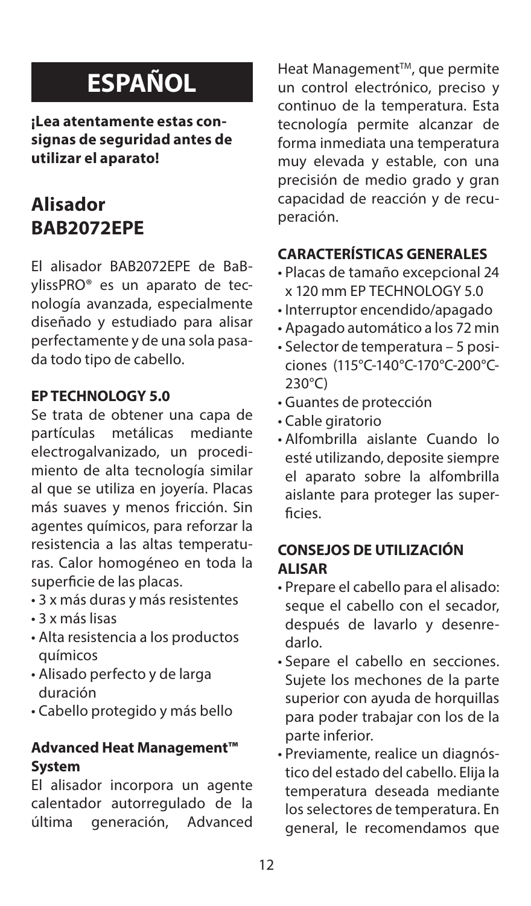# ESPAÑOL

**¡Lea atentamente estas consignas de seguridad antes de utilizar el aparato!**

## Alisador BAB2072EPE

El alisador BAB2072EPE de BaBylissPRO® es un aparato de tecnología avanzada, especialmente diseñado y estudiado para alisar perfectamente y de una sola pasada todo tipo de cabello.

### EP TECHNOLOGY 5.0

Se trata de obtener una capa de partículas metálicas mediante electrogalvanizado, un procedimiento de alta tecnología similar al que se utiliza en joyería. Placas más suaves y menos fricción. Sin agentes químicos, para reforzar la resistencia a las altas temperaturas. Calor homogéneo en toda la superficie de las placas.

- 3 x más duras y más resistentes
- 3 x más lisas
- Alta resistencia a los productos químicos
- Alisado perfecto y de larga duración
- Cabello protegido y más bello

### Advanced Heat Management™ System

El alisador incorpora un agente calentador autorregulado de la última generación, Advanced Heat Management™, que permite un control electrónico, preciso y continuo de la temperatura. Esta tecnología permite alcanzar de forma inmediata una temperatura muy elevada y estable, con una precisión de medio grado y gran capacidad de reacción y de recuperación.

### CARACTERÍSTICAS GENERALES

- Placas de tamaño excepcional 24 x 120 mm EP TECHNOLOGY 5.0
- Interruptor encendido/apagado
- Apagado automático a los 72 min
- Selector de temperatura – 5 posiciones (115°C-140°C-170°C-200°C-230°C)
- Guantes de protección
- Cable giratorio
- Alfombrilla aislante Cuando lo esté utilizando, deposite siempre el aparato sobre la alfombrilla aislante para proteger las superficies.

### CONSEJOS DE UTILIZACIÓN ALISAR

- Prepare el cabello para el alisado: seque el cabello con el secador, después de lavarlo y desenredarlo.
- Separe el cabello en secciones. Sujete los mechones de la parte superior con ayuda de horquillas para poder trabajar con los de la parte inferior.
- Previamente, realice un diagnóstico del estado del cabello. Elija la temperatura deseada mediante los selectores de temperatura. En general, le recomendamos que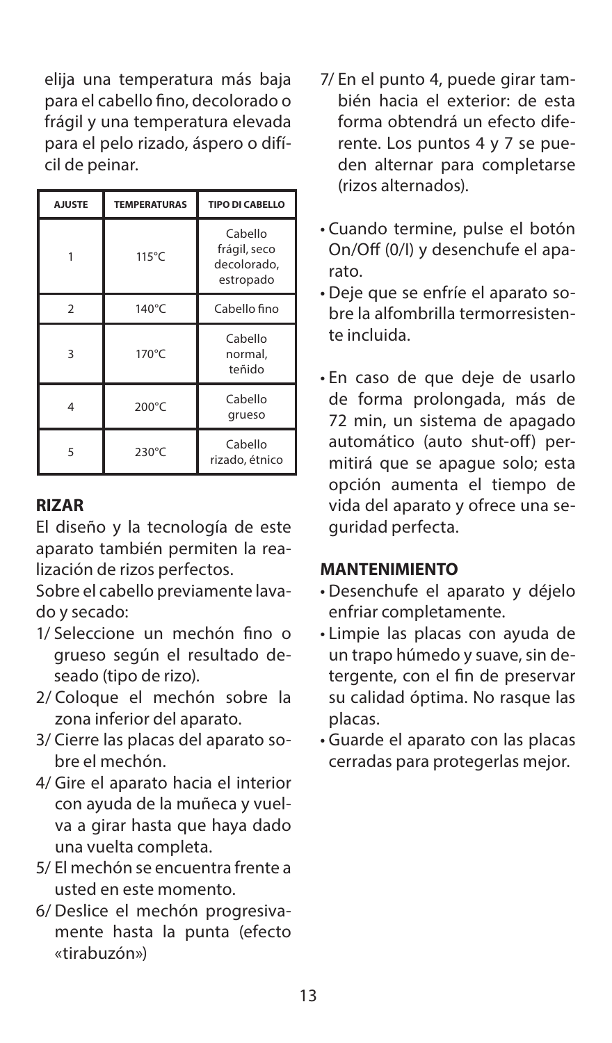elija una temperatura más baja para el cabello fino, decolorado o frágil y una temperatura elevada para el pelo rizado, áspero o difícil de peinar.

| AJUSTE | TEMPERATURAS | TIPO DI CABELLO |
|---|---|---|
| 1 | 115°C | Cabello frágil, seco decolorado, estropado |
| 2 | 140°C | Cabello fino |
| 3 | 170°C | Cabello normal, teñido |
| 4 | 200°C | Cabello grueso |
| 5 | 230°C | Cabello rizado, étnico |

## RIZAR

El diseño y la tecnología de este aparato también permiten la realización de rizos perfectos.

Sobre el cabello previamente lavado y secado:

1/ Seleccione un mechón fino o grueso según el resultado deseado (tipo de rizo).

2/ Coloque el mechón sobre la zona inferior del aparato.

3/ Cierre las placas del aparato sobre el mechón.

4/ Gire el aparato hacia el interior con ayuda de la muñeca y vuelva a girar hasta que haya dado una vuelta completa.

5/ El mechón se encuentra frente a usted en este momento.

6/ Deslice el mechón progresivamente hasta la punta (efecto «tirabuzón»)

7/ En el punto 4, puede girar también hacia el exterior: de esta forma obtendrá un efecto diferente. Los puntos 4 y 7 se pueden alternar para completarse (rizos alternados).

- Cuando termine, pulse el botón On/Off (0/I) y desenchufe el aparato.
- Deje que se enfríe el aparato sobre la alfombrilla termorresistente incluida.
- En caso de que deje de usarlo de forma prolongada, más de 72 min, un sistema de apagado automático (auto shut-off) permitirá que se apague solo; esta opción aumenta el tiempo de vida del aparato y ofrece una seguridad perfecta.

## MANTENIMIENTO

- Desenchufe el aparato y déjelo enfriar completamente.
- Limpie las placas con ayuda de un trapo húmedo y suave, sin detergente, con el fin de preservar su calidad óptima. No rasque las placas.
- Guarde el aparato con las placas cerradas para protegerlas mejor.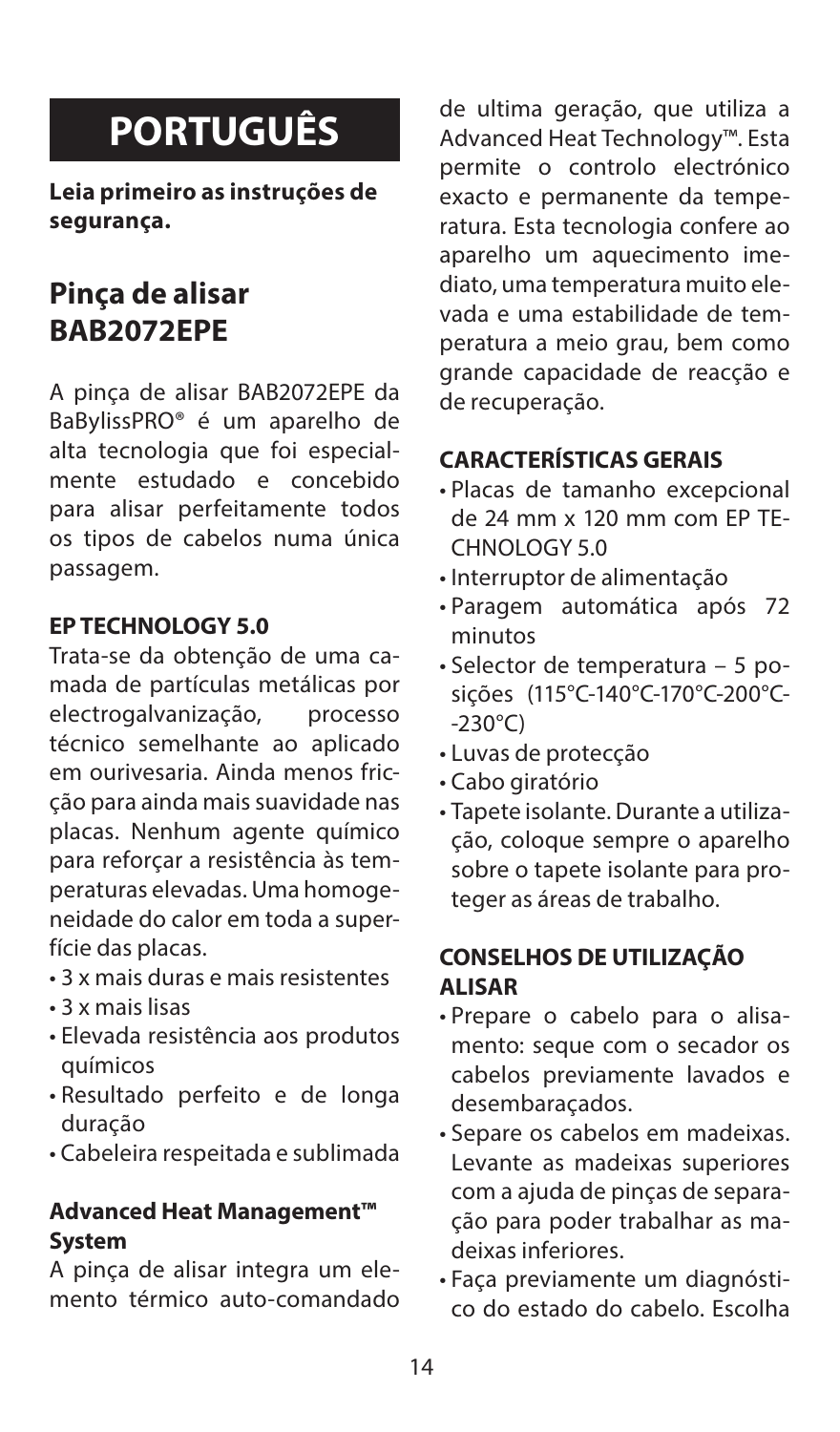# PORTUGUÊS

**Leia primeiro as instruções de segurança.**

## Pinça de alisar BAB2072EPE

A pinça de alisar BAB2072EPE da BaBylissPRO® é um aparelho de alta tecnologia que foi especialmente estudado e concebido para alisar perfeitamente todos os tipos de cabelos numa única passagem.

### EP TECHNOLOGY 5.0

Trata-se da obtenção de uma camada de partículas metálicas por electrogalvanização, processo técnico semelhante ao aplicado em ourivesaria. Ainda menos fricção para ainda mais suavidade nas placas. Nenhum agente químico para reforçar a resistência às temperaturas elevadas. Uma homogeneidade do calor em toda a superfície das placas.

- 3 x mais duras e mais resistentes
- 3 x mais lisas
- Elevada resistência aos produtos químicos
- Resultado perfeito e de longa duração
- Cabeleira respeitada e sublimada

### Advanced Heat Management™ System

A pinça de alisar integra um elemento térmico auto-comandado de ultima geração, que utiliza a Advanced Heat Technology™. Esta permite o controlo electrónico exacto e permanente da temperatura. Esta tecnologia confere ao aparelho um aquecimento imediato, uma temperatura muito elevada e uma estabilidade de temperatura a meio grau, bem como grande capacidade de reacção e de recuperação.

### CARACTERÍSTICAS GERAIS

- Placas de tamanho excepcional de 24 mm x 120 mm com EP TECHNOLOGY 5.0
- Interruptor de alimentação
- Paragem automática após 72 minutos
- Selector de temperatura – 5 posições (115°C-140°C-170°C-200°C--230°C)
- Luvas de protecção
- Cabo giratório
- Tapete isolante. Durante a utilização, coloque sempre o aparelho sobre o tapete isolante para proteger as áreas de trabalho.

### CONSELHOS DE UTILIZAÇÃO ALISAR

- Prepare o cabelo para o alisamento: seque com o secador os cabelos previamente lavados e desembaraçados.
- Separe os cabelos em madeixas. Levante as madeixas superiores com a ajuda de pinças de separação para poder trabalhar as madeixas inferiores.
- Faça previamente um diagnóstico do estado do cabelo. Escolha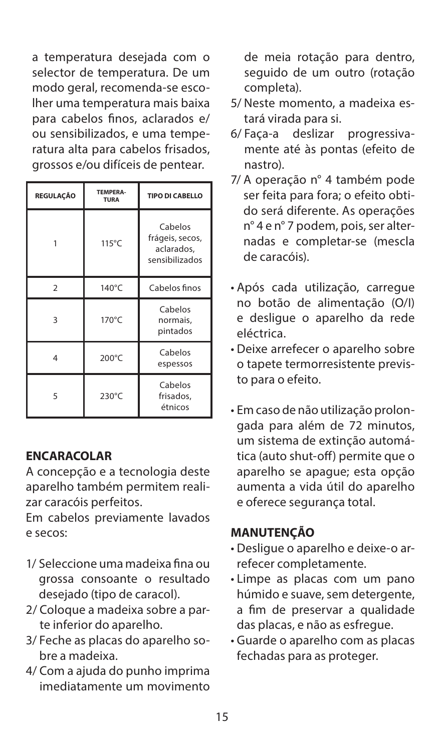a temperatura desejada com o selector de temperatura. De um modo geral, recomenda-se escolher uma temperatura mais baixa para cabelos finos, aclarados e/ ou sensibilizados, e uma temperatura alta para cabelos frisados, grossos e/ou difíceis de pentear.

| REGULAÇÃO | TEMPERA-TURA | TIPO DI CABELLO |
|---|---|---|
| 1 | 115°C | Cabelos frágeis, secos, aclarados, sensibilizados |
| 2 | 140°C | Cabelos finos |
| 3 | 170°C | Cabelos normais, pintados |
| 4 | 200°C | Cabelos espessos |
| 5 | 230°C | Cabelos frisados, étnicos |

## ENCARACOLAR

A concepção e a tecnologia deste aparelho também permitem realizar caracóis perfeitos.

Em cabelos previamente lavados e secos:

1/ Seleccione uma madeixa fina ou grossa consoante o resultado desejado (tipo de caracol).

2/ Coloque a madeixa sobre a parte inferior do aparelho.

3/ Feche as placas do aparelho sobre a madeixa.

4/ Com a ajuda do punho imprima imediatamente um movimento de meia rotação para dentro, seguido de um outro (rotação completa).

5/ Neste momento, a madeixa estará virada para si.

6/ Faça-a deslizar progressivamente até às pontas (efeito de nastro).

7/ A operação n° 4 também pode ser feita para fora; o efeito obtido será diferente. As operações n° 4 e n° 7 podem, pois, ser alternadas e completar-se (mescla de caracóis).

- Após cada utilização, carregue no botão de alimentação (O/I) e desligue o aparelho da rede eléctrica.
- Deixe arrefecer o aparelho sobre o tapete termorresistente previsto para o efeito.

- Em caso de não utilização prolongada para além de 72 minutos, um sistema de extinção automática (auto shut-off) permite que o aparelho se apague; esta opção aumenta a vida útil do aparelho e oferece segurança total.

## MANUTENÇÃO

- Desligue o aparelho e deixe-o arrefecer completamente.
- Limpe as placas com um pano húmido e suave, sem detergente, a fim de preservar a qualidade das placas, e não as esfregue.
- Guarde o aparelho com as placas fechadas para as proteger.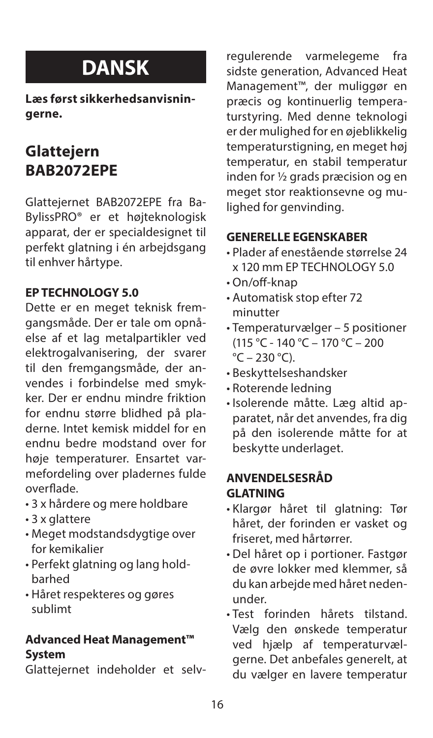# DANSK

**Læs først sikkerhedsanvisningerne.**

## Glattejern BAB2072EPE

Glattejernet BAB2072EPE fra BaBylissPRO® er et højteknologisk apparat, der er specialdesignet til perfekt glatning i én arbejdsgang til enhver hårtype.

### EP TECHNOLOGY 5.0

Dette er en meget teknisk fremgangsmåde. Der er tale om opnåelse af et lag metalpartikler ved elektrogalvanisering, der svarer til den fremgangsmåde, der anvendes i forbindelse med smykker. Der er endnu mindre friktion for endnu større blidhed på pladerne. Intet kemisk middel for en endnu bedre modstand over for høje temperaturer. Ensartet varmefordeling over pladernes fulde overflade.

- 3 x hårdere og mere holdbare
- 3 x glattere
- Meget modstandsdygtige over for kemikalier
- Perfekt glatning og lang holdbarhed
- Håret respekteres og gøres sublimt

### Advanced Heat Management™ System

Glattejernet indeholder et selvregulerende varmelegeme fra sidste generation, Advanced Heat Management™, der muliggør en præcis og kontinuerlig temperaturstyring. Med denne teknologi er der mulighed for en øjeblikkelig temperaturstigning, en meget høj temperatur, en stabil temperatur inden for ½ grads præcision og en meget stor reaktionsevne og mulighed for genvinding.

### GENERELLE EGENSKABER

- Plader af enestående størrelse 24 x 120 mm EP TECHNOLOGY 5.0
- On/off-knap
- Automatisk stop efter 72 minutter
- Temperaturvælger – 5 positioner (115 °C - 140 °C – 170 °C – 200 °C – 230 °C).
- Beskyttelseshandsker
- Roterende ledning
- Isolerende måtte. Læg altid apparatet, når det anvendes, fra dig på den isolerende måtte for at beskytte underlaget.

### ANVENDELSESRÅD GLATNING

- Klargør håret til glatning: Tør håret, der forinden er vasket og friseret, med hårtørrer.
- Del håret op i portioner. Fastgør de øvre lokker med klemmer, så du kan arbejde med håret nedenunder.
- Test forinden hårets tilstand. Vælg den ønskede temperatur ved hjælp af temperaturvælgerne. Det anbefales generelt, at du vælger en lavere temperatur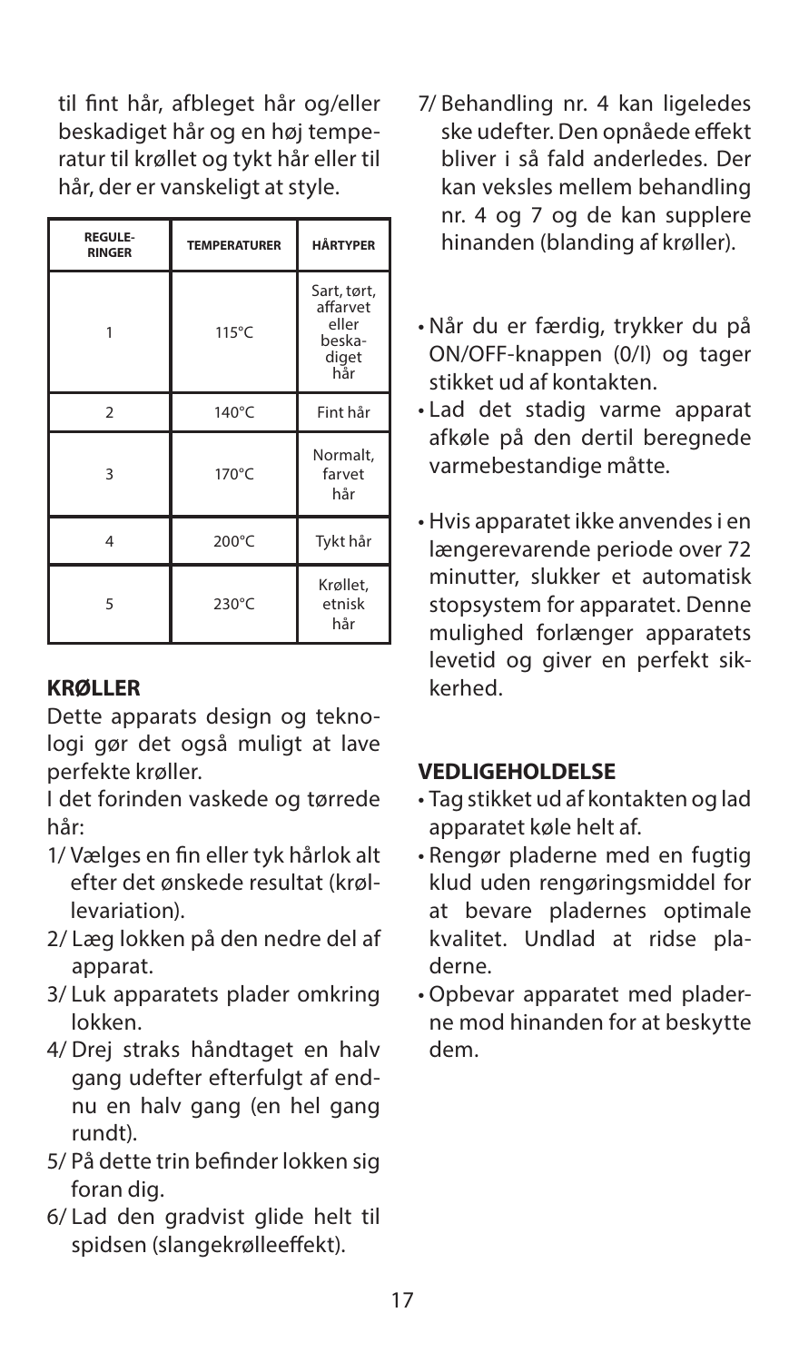til fint hår, afbleget hår og/eller beskadiget hår og en høj temperatur til krøllet og tykt hår eller til hår, der er vanskeligt at style.

| REGULE-RINGER | TEMPERATURER | HÅRTYPER |
|---|---|---|
| 1 | 115°C | Sart, tørt, affarvet eller beska-diget hår |
| 2 | 140°C | Fint hår |
| 3 | 170°C | Normalt, farvet hår |
| 4 | 200°C | Tykt hår |
| 5 | 230°C | Krøllet, etnisk hår |

**KRØLLER**

Dette apparats design og teknologi gør det også muligt at lave perfekte krøller.

I det forinden vaskede og tørrede hår:

1/ Vælges en fin eller tyk hårlok alt efter det ønskede resultat (krøllevariation).

2/ Læg lokken på den nedre del af apparat.

3/ Luk apparatets plader omkring lokken.

4/ Drej straks håndtaget en halv gang udefter efterfulgt af endnu en halv gang (en hel gang rundt).

5/ På dette trin befinder lokken sig foran dig.

6/ Lad den gradvist glide helt til spidsen (slangekrølleeffekt).

7/ Behandling nr. 4 kan ligeledes ske udefter. Den opnåede effekt bliver i så fald anderledes. Der kan veksles mellem behandling nr. 4 og 7 og de kan supplere hinanden (blanding af krøller).

- Når du er færdig, trykker du på ON/OFF-knappen (0/I) og tager stikket ud af kontakten.
- Lad det stadig varme apparat afkøle på den dertil beregnede varmebestandige måtte.

- Hvis apparatet ikke anvendes i en længerevarende periode over 72 minutter, slukker et automatisk stopsystem for apparatet. Denne mulighed forlænger apparatets levetid og giver en perfekt sikkerhed.

**VEDLIGEHOLDELSE**

- Tag stikket ud af kontakten og lad apparatet køle helt af.
- Rengør pladerne med en fugtig klud uden rengøringsmiddel for at bevare pladernes optimale kvalitet. Undlad at ridse pladerne.
- Opbevar apparatet med pladerne mod hinanden for at beskytte dem.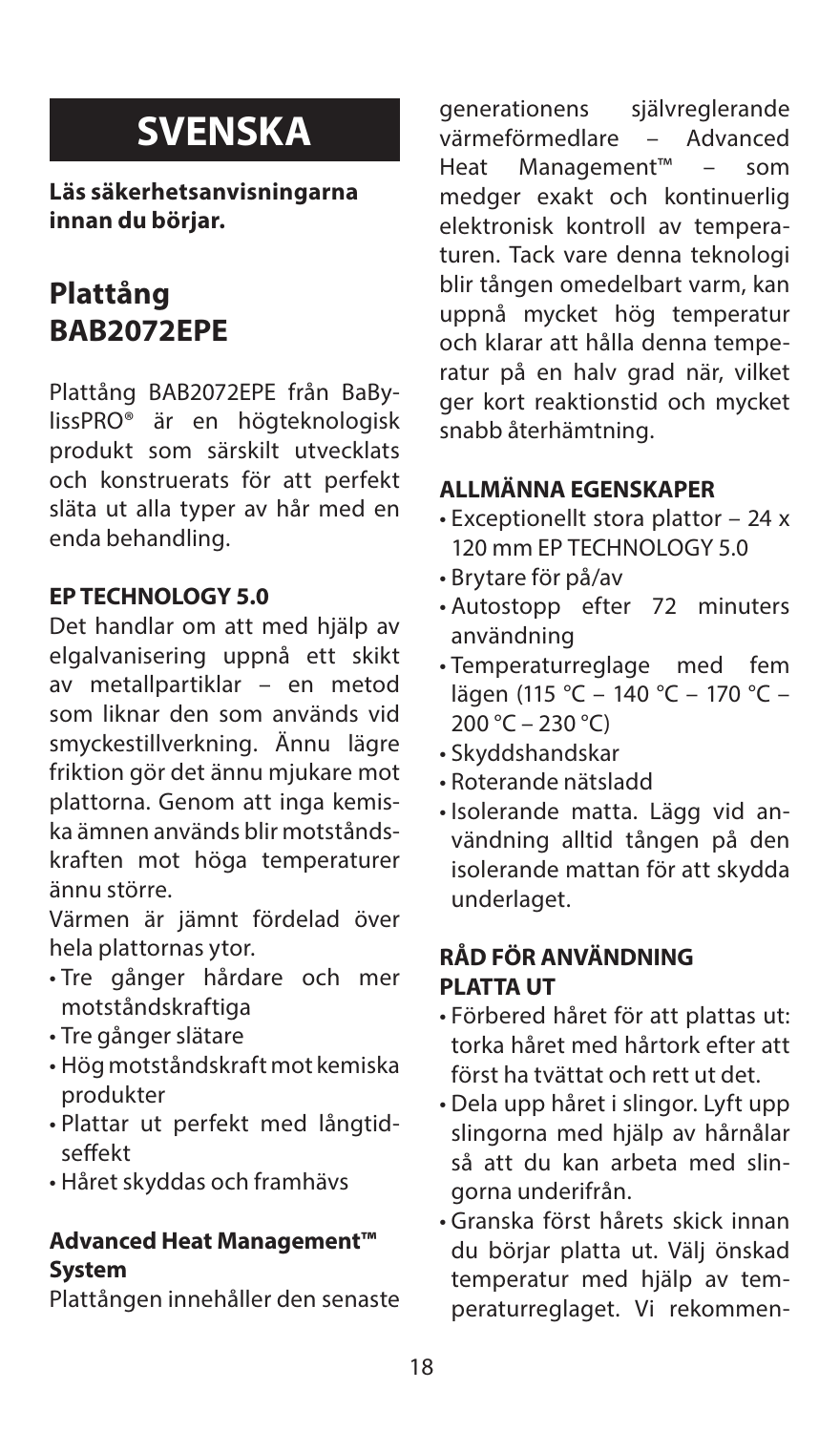# SVENSKA

**Läs säkerhetsanvisningarna innan du börjar.**

## Plattång BAB2072EPE

Plattång BAB2072EPE från BaByliss­PRO® är en högteknologisk produkt som särskilt utvecklats och konstruerats för att perfekt släta ut alla typer av hår med en enda behandling.

### EP TECHNOLOGY 5.0

Det handlar om att med hjälp av elgalvanisering uppnå ett skikt av metallpartiklar – en metod som liknar den som används vid smyckestillverkning. Ännu lägre friktion gör det ännu mjukare mot plattorna. Genom att inga kemiska ämnen används blir motståndskraften mot höga temperaturer ännu större.

Värmen är jämnt fördelad över hela plattornas ytor.

- Tre gånger hårdare och mer motståndskraftiga
- Tre gånger slätare
- Hög motståndskraft mot kemiska produkter
- Plattar ut perfekt med långtidseffekt
- Håret skyddas och framhävs

### Advanced Heat Management™ System

Plattången innehåller den senaste generationens självreglerande värmeförmedlare – Advanced Heat Management™ – som medger exakt och kontinuerlig elektronisk kontroll av temperaturen. Tack vare denna teknologi blir tången omedelbart varm, kan uppnå mycket hög temperatur och klarar att hålla denna temperatur på en halv grad när, vilket ger kort reaktionstid och mycket snabb återhämtning.

### ALLMÄNNA EGENSKAPER

- Exceptionellt stora plattor – 24 x 120 mm EP TECHNOLOGY 5.0
- Brytare för på/av
- Autostopp efter 72 minuters användning
- Temperaturreglage med fem lägen (115 °C – 140 °C – 170 °C – 200 °C – 230 °C)
- Skyddshandskar
- Roterande nätsladd
- Isolerande matta. Lägg vid användning alltid tången på den isolerande mattan för att skydda underlaget.

### RÅD FÖR ANVÄNDNING PLATTA UT

- Förbered håret för att plattas ut: torka håret med hårtork efter att först ha tvättat och rett ut det.
- Dela upp håret i slingor. Lyft upp slingorna med hjälp av hårnålar så att du kan arbeta med slingorna underifrån.
- Granska först hårets skick innan du börjar platta ut. Välj önskad temperatur med hjälp av temperaturreglaget. Vi rekommen-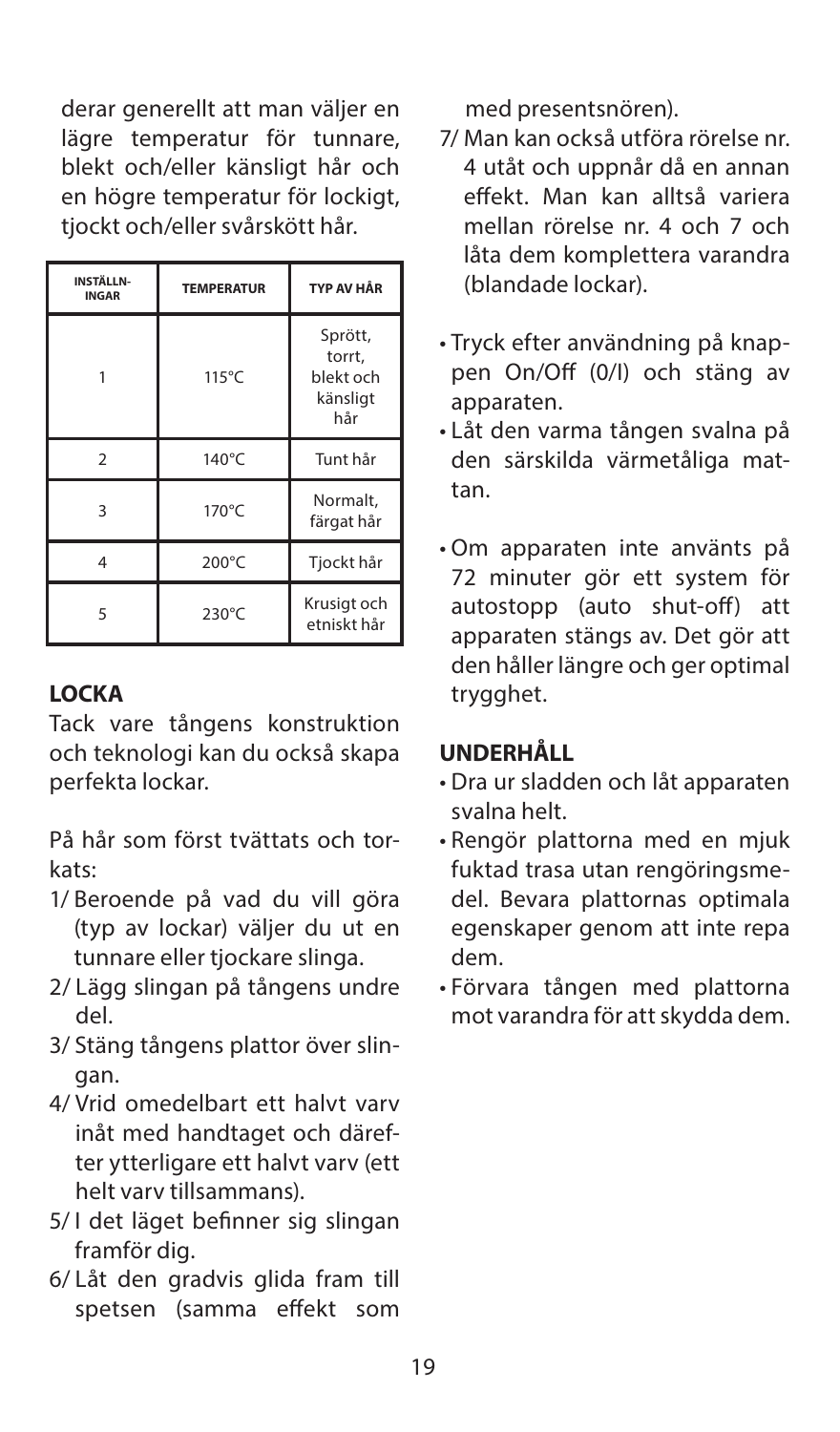derar generellt att man väljer en lägre temperatur för tunnare, blekt och/eller känsligt hår och en högre temperatur för lockigt, tjockt och/eller svårskött hår.

| INSTÄLLN-INGAR | TEMPERATUR | TYP AV HÅR |
|---|---|---|
| 1 | 115°C | Sprött, torrt, blekt och känsligt hår |
| 2 | 140°C | Tunt hår |
| 3 | 170°C | Normalt, färgat hår |
| 4 | 200°C | Tjockt hår |
| 5 | 230°C | Krusigt och etniskt hår |

**LOCKA**

Tack vare tångens konstruktion och teknologi kan du också skapa perfekta lockar.

På hår som först tvättats och torkats:

1/ Beroende på vad du vill göra (typ av lockar) väljer du ut en tunnare eller tjockare slinga.
2/ Lägg slingan på tångens undre del.
3/ Stäng tångens plattor över slingan.
4/ Vrid omedelbart ett halvt varv inåt med handtaget och därefter ytterligare ett halvt varv (ett helt varv tillsammans).
5/ I det läget befinner sig slingan framför dig.
6/ Låt den gradvis glida fram till spetsen (samma effekt som med presentsnören).
7/ Man kan också utföra rörelse nr. 4 utåt och uppnår då en annan effekt. Man kan alltså variera mellan rörelse nr. 4 och 7 och låta dem komplettera varandra (blandade lockar).

- Tryck efter användning på knappen On/Off (0/I) och stäng av apparaten.
- Låt den varma tången svalna på den särskilda värmetåliga mattan.

- Om apparaten inte använts på 72 minuter gör ett system för autostopp (auto shut-off) att apparaten stängs av. Det gör att den håller längre och ger optimal trygghet.

**UNDERHÅLL**

- Dra ur sladden och låt apparaten svalna helt.
- Rengör plattorna med en mjuk fuktad trasa utan rengöringsmedel. Bevara plattornas optimala egenskaper genom att inte repa dem.
- Förvara tången med plattorna mot varandra för att skydda dem.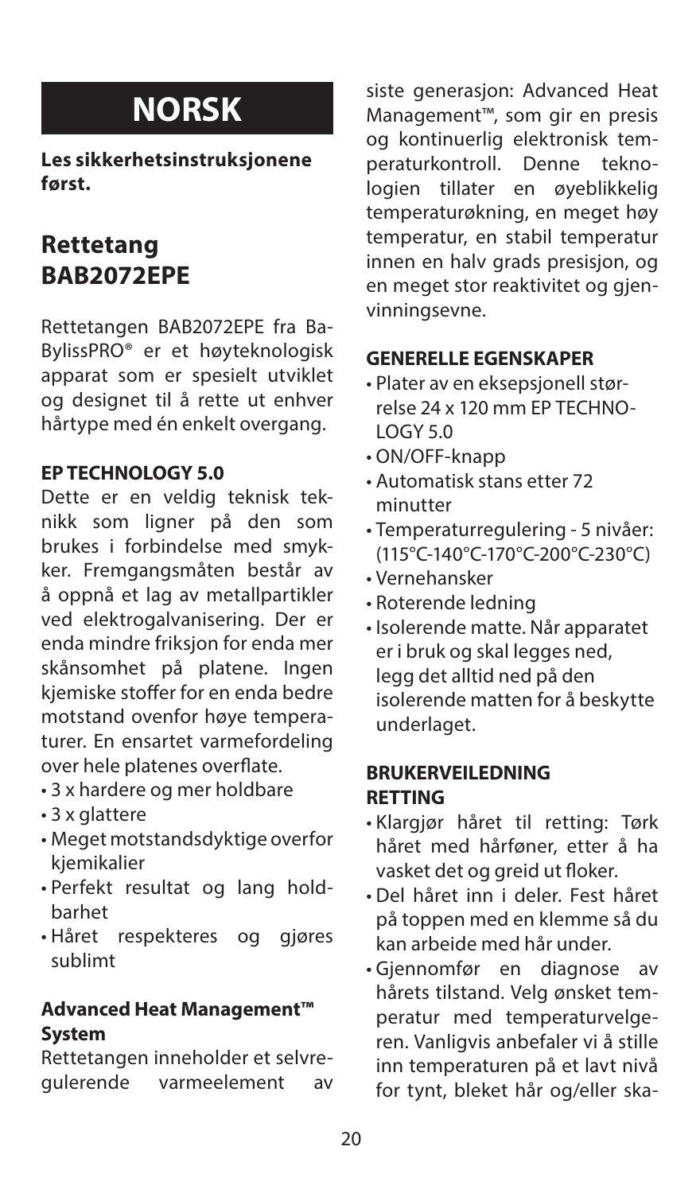# NORSK

**Les sikkerhetsinstruksjonene først.**

## Rettetang BAB2072EPE

Rettetangen BAB2072EPE fra BaBylissPRO® er et høyteknologisk apparat som er spesielt utviklet og designet til å rette ut enhver hårtype med én enkelt overgang.

**EP TECHNOLOGY 5.0**

Dette er en veldig teknisk teknikk som ligner på den som brukes i forbindelse med smykker. Fremgangsmåten består av å oppnå et lag av metallpartikler ved elektrogalvanisering. Der er enda mindre friksjon for enda mer skånsomhet på platene. Ingen kjemiske stoffer for en enda bedre motstand ovenfor høye temperaturer. En ensartet varmefordeling over hele platenes overflate.

- 3 x hardere og mer holdbare
- 3 x glattere
- Meget motstandsdyktige overfor kjemikalier
- Perfekt resultat og lang holdbarhet
- Håret respekteres og gjøres sublimt

**Advanced Heat Management™ System**

Rettetangen inneholder et selvregulerende varmeelement av siste generasjon: Advanced Heat Management™, som gir en presis og kontinuerlig elektronisk temperaturkontroll. Denne teknologien tillater en øyeblikkelig temperaturøkning, en meget høy temperatur, en stabil temperatur innen en halv grads presisjon, og en meget stor reaktivitet og gjenvinningsevne.

**GENERELLE EGENSKAPER**

- Plater av en eksepsjonell størrelse 24 x 120 mm EP TECHNOLOGY 5.0
- ON/OFF-knapp
- Automatisk stans etter 72 minutter
- Temperaturregulering - 5 nivåer: (115°C-140°C-170°C-200°C-230°C)
- Vernehansker
- Roterende ledning
- Isolerende matte. Når apparatet er i bruk og skal legges ned, legg det alltid ned på den isolerende matten for å beskytte underlaget.

**BRUKERVEILEDNING RETTING**

- Klargjør håret til retting: Tørk håret med hårføner, etter å ha vasket det og greid ut floker.
- Del håret inn i deler. Fest håret på toppen med en klemme så du kan arbeide med hår under.
- Gjennomfør en diagnose av hårets tilstand. Velg ønsket temperatur med temperaturvelgeren. Vanligvis anbefaler vi å stille inn temperaturen på et lavt nivå for tynt, bleket hår og/eller ska-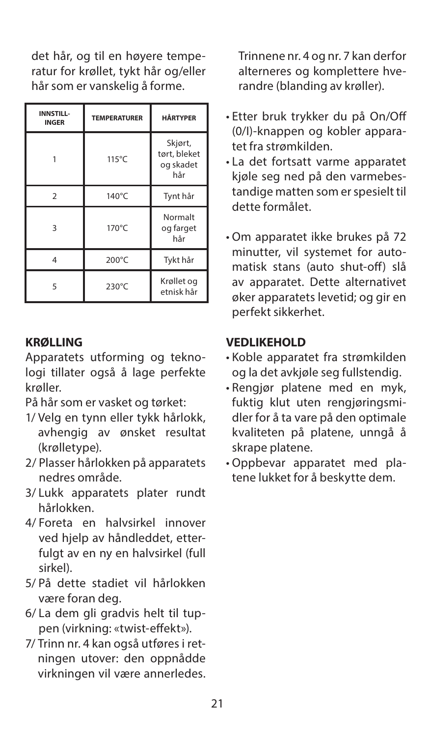det hår, og til en høyere temperatur for krøllet, tykt hår og/eller hår som er vanskelig å forme.

| INNSTILL-INGER | TEMPERATURER | HÅRTYPER |
|---|---|---|
| 1 | 115°C | Skjørt, tørt, bleket og skadet hår |
| 2 | 140°C | Tynt hår |
| 3 | 170°C | Normalt og farget hår |
| 4 | 200°C | Tykt hår |
| 5 | 230°C | Krøllet og etnisk hår |

**KRØLLING**

Apparatets utforming og teknologi tillater også å lage perfekte krøller.

På hår som er vasket og tørket:

1/ Velg en tynn eller tykk hårlokk, avhengig av ønsket resultat (krølletype).
2/ Plasser hårlokken på apparatets nedres område.
3/ Lukk apparatets plater rundt hårlokken.
4/ Foreta en halvsirkel innover ved hjelp av håndleddet, etterfulgt av en ny en halvsirkel (full sirkel).
5/ På dette stadiet vil hårlokken være foran deg.
6/ La dem gli gradvis helt til tuppen (virkning: «twist-effekt»).
7/ Trinn nr. 4 kan også utføres i retningen utover: den oppnådde virkningen vil være annerledes.

Trinnene nr. 4 og nr. 7 kan derfor alterneres og komplettere hverandre (blanding av krøller).

- Etter bruk trykker du på On/Off (0/I)-knappen og kobler apparatet fra strømkilden.
- La det fortsatt varme apparatet kjøle seg ned på den varmebestandige matten som er spesielt til dette formålet.

- Om apparatet ikke brukes på 72 minutter, vil systemet for automatisk stans (auto shut-off) slå av apparatet. Dette alternativet øker apparatets levetid; og gir en perfekt sikkerhet.

**VEDLIKEHOLD**

- Koble apparatet fra strømkilden og la det avkjøle seg fullstendig.
- Rengjør platene med en myk, fuktig klut uten rengjøringsmidler for å ta vare på den optimale kvaliteten på platene, unngå å skrape platene.
- Oppbevar apparatet med platene lukket for å beskytte dem.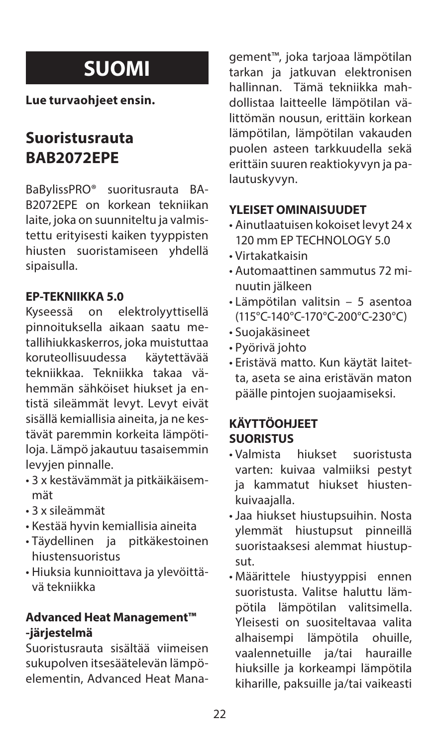# SUOMI

**Lue turvaohjeet ensin.**

## Suoristusrauta BAB2072EPE

BaBylissPRO® suoritusrauta BAB2072EPE on korkean tekniikan laite, joka on suunniteltu ja valmistettu erityisesti kaiken tyyppisten hiusten suoristamiseen yhdellä sipaisulla.

### EP-TEKNIIKKA 5.0

Kyseessä on elektrolyyttisellä pinnoituksella aikaan saatu metallihiukkaskerros, joka muistuttaa koruteollisuudessa käytettävää tekniikkaa. Tekniikka takaa vähemmän sähköiset hiukset ja entistä sileämmät levyt. Levyt eivät sisällä kemiallisia aineita, ja ne kestävät paremmin korkeita lämpötiloja. Lämpö jakautuu tasaisemmin levyjen pinnalle.

- 3 x kestävämmät ja pitkäikäisemmät
- 3 x sileämmät
- Kestää hyvin kemiallisia aineita
- Täydellinen ja pitkäkestoinen hiustensuoristus
- Hiuksia kunnioittava ja ylevöittävä tekniikka

### Advanced Heat Management™ -järjestelmä

Suoristusrauta sisältää viimeisen sukupolven itsesäätelevän lämpöelementin, Advanced Heat Management™, joka tarjoaa lämpötilan tarkan ja jatkuvan elektronisen hallinnan. Tämä tekniikka mahdollistaa laitteelle lämpötilan välittömän nousun, erittäin korkean lämpötilan, lämpötilan vakauden puolen asteen tarkkuudella sekä erittäin suuren reaktiokyvyn ja palautuskyvyn.

### YLEISET OMINAISUUDET

- Ainutlaatuisen kokoiset levyt 24 x 120 mm EP TECHNOLOGY 5.0
- Virtakatkaisin
- Automaattinen sammutus 72 minuutin jälkeen
- Lämpötilan valitsin – 5 asentoa (115°C-140°C-170°C-200°C-230°C)
- Suojakäsineet
- Pyörivä johto
- Eristävä matto. Kun käytät laitetta, aseta se aina eristävän maton päälle pintojen suojaamiseksi.

### KÄYTTÖOHJEET
### SUORISTUS

- Valmista hiukset suoristusta varten: kuivaa valmiiksi pestyt ja kammatut hiukset hiustenkuivaajalla.
- Jaa hiukset hiustupsuihin. Nosta ylemmät hiustupsut pinneillä suoristaaksesi alemmat hiustupsut.
- Määrittele hiustyyppisi ennen suoristusta. Valitse haluttu lämpötila lämpötilan valitsimella. Yleisesti on suositeltavaa valita alhaisempi lämpötila ohuille, vaalennetuille ja/tai hauraille hiuksille ja korkeampi lämpötila kiharille, paksuille ja/tai vaikeasti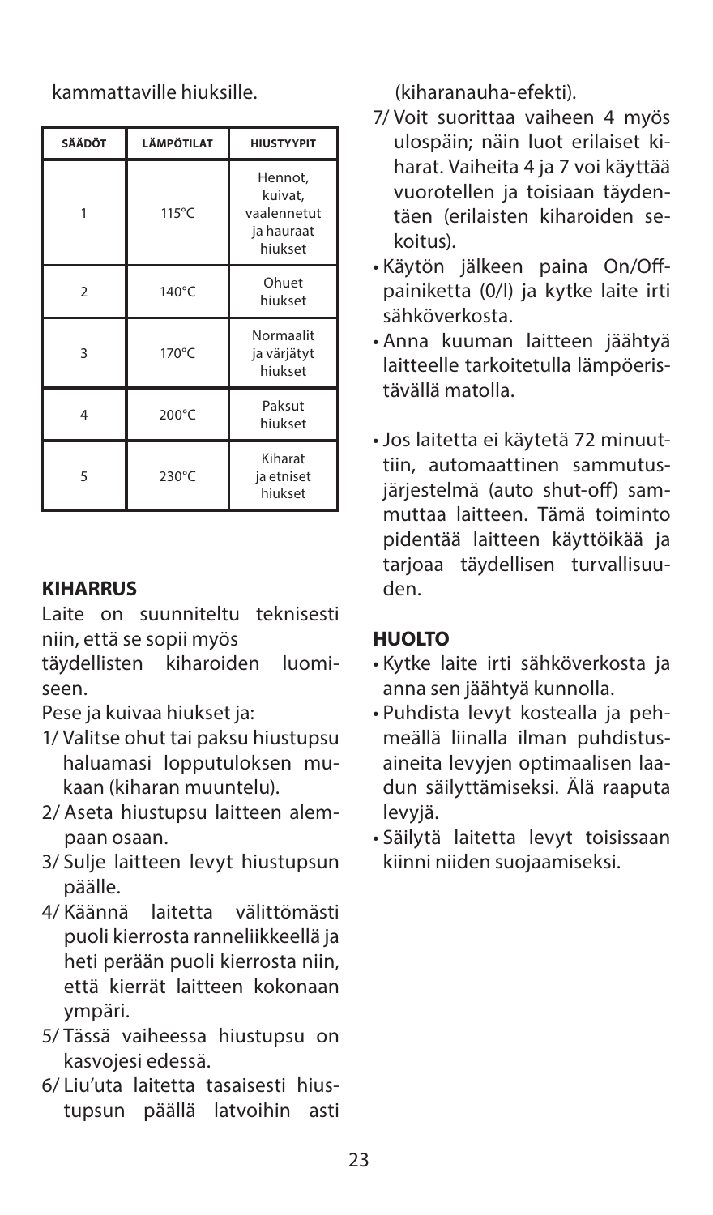kammattaville hiuksille.

| SÄÄDÖT | LÄMPÖTILAT | HIUSTYYPIT |
| --- | --- | --- |
| 1 | 115°C | Hennot, kuivat, vaalennetut ja hauraat hiukset |
| 2 | 140°C | Ohuet hiukset |
| 3 | 170°C | Normaalit ja värjätyt hiukset |
| 4 | 200°C | Paksut hiukset |
| 5 | 230°C | Kiharat ja etniset hiukset |

## KIHARRUS

Laite on suunniteltu teknisesti niin, että se sopii myös täydellisten kiharoiden luomiseen.

Pese ja kuivaa hiukset ja:

1/ Valitse ohut tai paksu hiustupsu haluamasi lopputuloksen mukaan (kiharan muuntelu).

2/ Aseta hiustupsu laitteen alempaan osaan.

3/ Sulje laitteen levyt hiustupsun päälle.

4/ Käännä laitetta välittömästi puoli kierrosta ranneliikkeellä ja heti perään puoli kierrosta niin, että kierrät laitteen kokonaan ympäri.

5/ Tässä vaiheessa hiustupsu on kasvojesi edessä.

6/ Liu'uta laitetta tasaisesti hiustupsun päällä latvoihin asti (kiharanauha-efekti).

7/ Voit suorittaa vaiheen 4 myös ulospäin; näin luot erilaiset kiharat. Vaiheita 4 ja 7 voi käyttää vuorotellen ja toisiaan täydentäen (erilaisten kiharoiden sekoitus).

- Käytön jälkeen paina On/Off-painiketta (0/I) ja kytke laite irti sähköverkosta.
- Anna kuuman laitteen jäähtyä laitteelle tarkoitetulla lämpöeristävällä matolla.
- Jos laitetta ei käytetä 72 minuuttiin, automaattinen sammutusjärjestelmä (auto shut-off) sammuttaa laitteen. Tämä toiminto pidentää laitteen käyttöikää ja tarjoaa täydellisen turvallisuuden.

## HUOLTO

- Kytke laite irti sähköverkosta ja anna sen jäähtyä kunnolla.
- Puhdista levyt kostealla ja pehmeällä liinalla ilman puhdistusaineita levyjen optimaalisen laadun säilyttämiseksi. Älä raaputa levyjä.
- Säilytä laitetta levyt toisissaan kiinni niiden suojaamiseksi.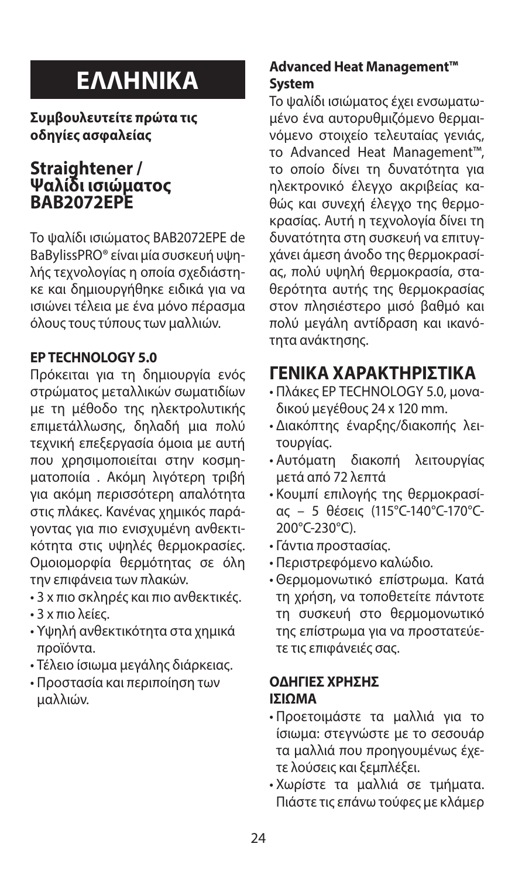# ΕΛΛΗΝΙΚΑ

**Συμβουλευτείτε πρώτα τις οδηγίες ασφαλείας**

## Straightener / Ψαλίδι ισιώματος BAB2072EPE

Το ψαλίδι ισιώματος BAB2072EPE de BaBylissPRO® είναι μία συσκευή υψηλής τεχνολογίας η οποία σχεδιάστηκε και δημιουργήθηκε ειδικά για να ισιώνει τέλεια με ένα μόνο πέρασμα όλους τους τύπους των μαλλιών.

### EP TECHNOLOGY 5.0

Πρόκειται για τη δημιουργία ενός στρώματος μεταλλικών σωματιδίων με τη μέθοδο της ηλεκτρολυτικής επιμετάλλωσης, δηλαδή μια πολύ τεχνική επεξεργασία όμοια με αυτή που χρησιμοποιείται στην κοσμηματοποιία . Ακόμη λιγότερη τριβή για ακόμη περισσότερη απαλότητα στις πλάκες. Κανένας χημικός παράγοντας για πιο ενισχυμένη ανθεκτικότητα στις υψηλές θερμοκρασίες. Ομοιομορφία θερμότητας σε όλη την επιφάνεια των πλακών.

- 3 x πιο σκληρές και πιο ανθεκτικές.
- 3 x πιο λείες.
- Υψηλή ανθεκτικότητα στα χημικά προϊόντα.
- Τέλειο ίσιωμα μεγάλης διάρκειας.
- Προστασία και περιποίηση των μαλλιών.

### Advanced Heat Management™ System

Το ψαλίδι ισιώματος έχει ενσωματωμένο ένα αυτορυθμιζόμενο θερμαινόμενο στοιχείο τελευταίας γενιάς, το Advanced Heat Management™, το οποίο δίνει τη δυνατότητα για ηλεκτρονικό έλεγχο ακριβείας καθώς και συνεχή έλεγχο της θερμοκρασίας. Αυτή η τεχνολογία δίνει τη δυνατότητα στη συσκευή να επιτυγχάνει άμεση άνοδο της θερμοκρασίας, πολύ υψηλή θερμοκρασία, σταθερότητα αυτής της θερμοκρασίας στον πλησιέστερο μισό βαθμό και πολύ μεγάλη αντίδραση και ικανότητα ανάκτησης.

## ΓΕΝΙΚΑ ΧΑΡΑΚΤΗΡΙΣΤΙΚΑ

- Πλάκες EP TECHNOLOGY 5.0, μοναδικού μεγέθους 24 x 120 mm.
- Διακόπτης έναρξης/διακοπής λειτουργίας.
- Αυτόματη διακοπή λειτουργίας μετά από 72 λεπτά
- Κουμπί επιλογής της θερμοκρασίας – 5 θέσεις (115°C-140°C-170°C-200°C-230°C).
- Γάντια προστασίας.
- Περιστρεφόμενο καλώδιο.
- Θερμομονωτικό επίστρωμα. Κατά τη χρήση, να τοποθετείτε πάντοτε τη συσκευή στο θερμομονωτικό της επίστρωμα για να προστατεύετε τις επιφάνειές σας.

### ΟΔΗΓΙΕΣ ΧΡΗΣΗΣ
### ΙΣΙΩΜΑ

- Προετοιμάστε τα μαλλιά για το ίσιωμα: στεγνώστε με το σεσουάρ τα μαλλιά που προηγουμένως έχετε λούσεις και ξεμπλέξει.
- Χωρίστε τα μαλλιά σε τμήματα. Πιάστε τις επάνω τούφες με κλάμερ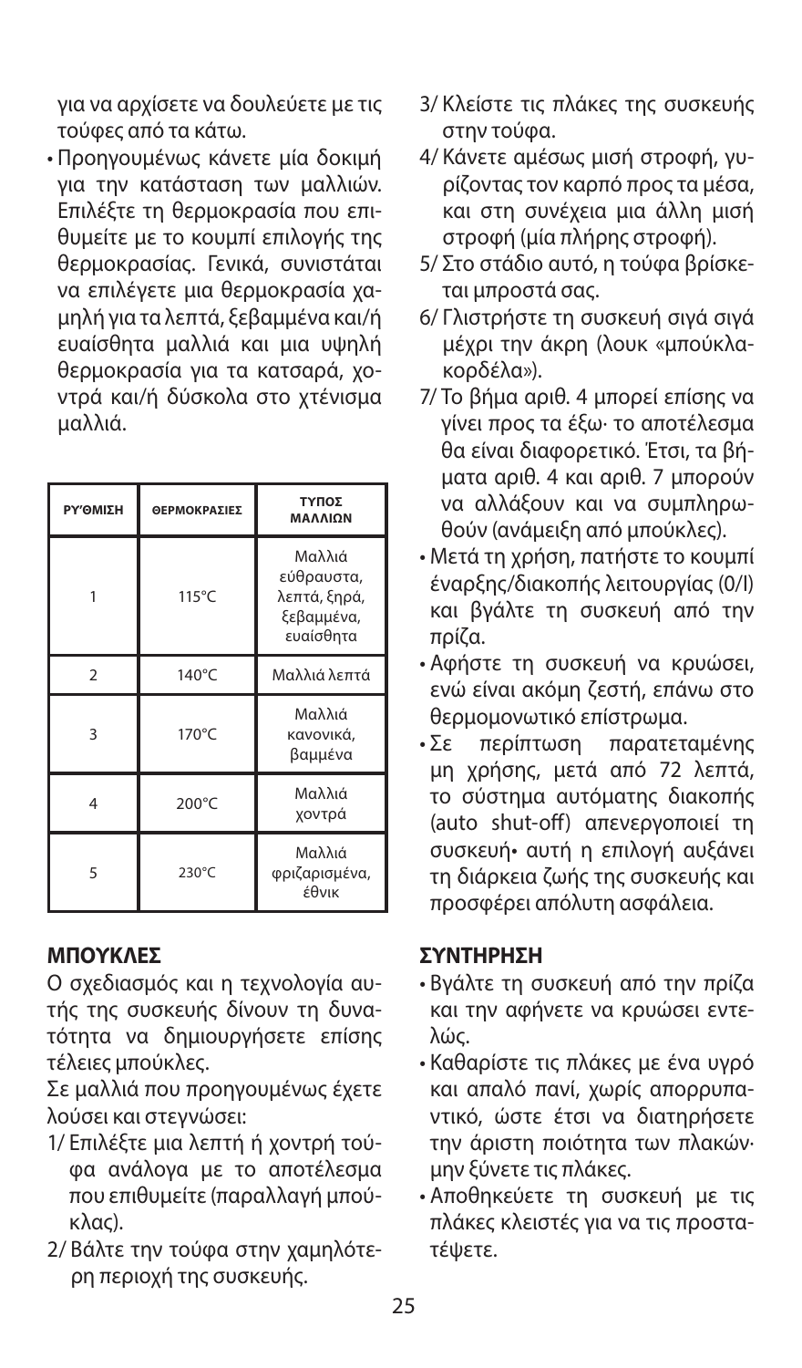για να αρχίσετε να δουλεύετε με τις τούφες από τα κάτω.

- Προηγουμένως κάνετε μία δοκιμή για την κατάσταση των μαλλιών. Επιλέξτε τη θερμοκρασία που επιθυμείτε με το κουμπί επιλογής της θερμοκρασίας. Γενικά, συνιστάται να επιλέγετε μια θερμοκρασία χαμηλή για τα λεπτά, ξεβαμμένα και/ή ευαίσθητα μαλλιά και μια υψηλή θερμοκρασία για τα κατσαρά, χοντρά και/ή δύσκολα στο χτένισμα μαλλιά.

| ΡΥΘΜΙΣΗ | ΘΕΡΜΟΚΡΑΣΙΕΣ | ΤΥΠΟΣ ΜΑΛΛΙΩΝ |
|---|---|---|
| 1 | 115°C | Μαλλιά εύθραυστα, λεπτά, ξηρά, ξεβαμμένα, ευαίσθητα |
| 2 | 140°C | Μαλλιά λεπτά |
| 3 | 170°C | Μαλλιά κανονικά, βαμμένα |
| 4 | 200°C | Μαλλιά χοντρά |
| 5 | 230°C | Μαλλιά φριζαρισμένα, έθνικ |

## ΜΠΟΥΚΛΕΣ

Ο σχεδιασμός και η τεχνολογία αυτής της συσκευής δίνουν τη δυνατότητα να δημιουργήσετε επίσης τέλειες μπούκλες.

Σε μαλλιά που προηγουμένως έχετε λούσει και στεγνώσει:

1/ Επιλέξτε μια λεπτή ή χοντρή τούφα ανάλογα με το αποτέλεσμα που επιθυμείτε (παραλλαγή μπούκλας).
2/ Βάλτε την τούφα στην χαμηλότερη περιοχή της συσκευής.
3/ Κλείστε τις πλάκες της συσκευής στην τούφα.
4/ Κάνετε αμέσως μισή στροφή, γυρίζοντας τον καρπό προς τα μέσα, και στη συνέχεια μια άλλη μισή στροφή (μία πλήρης στροφή).
5/ Στο στάδιο αυτό, η τούφα βρίσκεται μπροστά σας.
6/ Γλιστρήστε τη συσκευή σιγά σιγά μέχρι την άκρη (λουκ «μπούκλα-κορδέλα»).
7/ Το βήμα αριθ. 4 μπορεί επίσης να γίνει προς τα έξω· το αποτέλεσμα θα είναι διαφορετικό. Έτσι, τα βήματα αριθ. 4 και αριθ. 7 μπορούν να αλλάξουν και να συμπληρωθούν (ανάμειξη από μπούκλες).

- Μετά τη χρήση, πατήστε το κουμπί έναρξης/διακοπής λειτουργίας (0/I) και βγάλτε τη συσκευή από την πρίζα.
- Αφήστε τη συσκευή να κρυώσει, ενώ είναι ακόμη ζεστή, επάνω στο θερμομονωτικό επίστρωμα.
- Σε περίπτωση παρατεταμένης μη χρήσης, μετά από 72 λεπτά, το σύστημα αυτόματης διακοπής (auto shut-off) απενεργοποιεί τη συσκευή• αυτή η επιλογή αυξάνει τη διάρκεια ζωής της συσκευής και προσφέρει απόλυτη ασφάλεια.

## ΣΥΝΤΗΡΗΣΗ

- Βγάλτε τη συσκευή από την πρίζα και την αφήνετε να κρυώσει εντελώς.
- Καθαρίστε τις πλάκες με ένα υγρό και απαλό πανί, χωρίς απορρυπαντικό, ώστε έτσι να διατηρήσετε την άριστη ποιότητα των πλακών· μην ξύνετε τις πλάκες.
- Αποθηκεύετε τη συσκευή με τις πλάκες κλειστές για να τις προστατέψετε.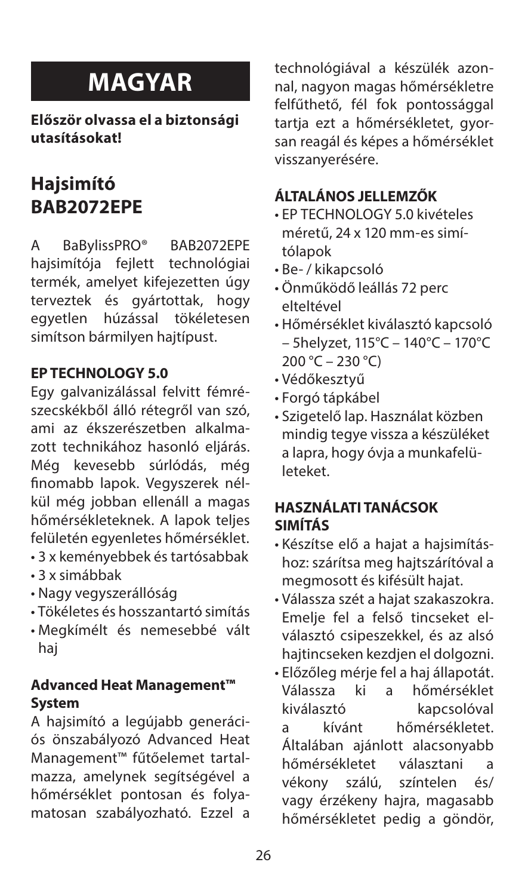# MAGYAR

**Először olvassa el a biztonsági utasításokat!**

## Hajsimító BAB2072EPE

A BaBylissPRO® BAB2072EPE hajsimítója fejlett technológiai termék, amelyet kifejezetten úgy terveztek és gyártottak, hogy egyetlen húzással tökéletesen simítson bármilyen hajtípust.

### EP TECHNOLOGY 5.0

Egy galvanizálással felvitt fémrészecskékből álló rétegről van szó, ami az ékszerészetben alkalmazott technikához hasonló eljárás. Még kevesebb súrlódás, még finomabb lapok. Vegyszerek nélkül még jobban ellenáll a magas hőmérsékleteknek. A lapok teljes felületén egyenletes hőmérséklet.

- 3 x keményebbek és tartósabbak
- 3 x simábbak
- Nagy vegyszerállóság
- Tökéletes és hosszantartó simítás
- Megkímélt és nemesebbé vált haj

### Advanced Heat Management™ System

A hajsimító a legújabb generációs önszabályozó Advanced Heat Management™ fűtőelemet tartalmazza, amelynek segítségével a hőmérséklet pontosan és folyamatosan szabályozható. Ezzel a technológiával a készülék azonnal, nagyon magas hőmérsékletre felfűthető, fél fok pontossággal tartja ezt a hőmérsékletet, gyorsan reagál és képes a hőmérséklet visszanyerésére.

### ÁLTALÁNOS JELLEMZŐK

- EP TECHNOLOGY 5.0 kivételes méretű, 24 x 120 mm-es simítólapok
- Be- / kikapcsoló
- Önműködő leállás 72 perc elteltével
- Hőmérséklet kiválasztó kapcsoló – 5helyzet, 115°C – 140°C – 170°C 200 °C – 230 °C)
- Védőkesztyű
- Forgó tápkábel
- Szigetelő lap. Használat közben mindig tegye vissza a készüléket a lapra, hogy óvja a munkafelületeket.

### HASZNÁLATI TANÁCSOK SIMÍTÁS

- Készítse elő a hajat a hajsimításhoz: szárítsa meg hajtszárítóval a megmosott és kifésült hajat.
- Válassza szét a hajat szakaszokra. Emelje fel a felső tincseket elválasztó csipeszekkel, és az alsó hajtincseken kezdjen el dolgozni.
- Előzőleg mérje fel a haj állapotát. Válassza ki a hőmérséklet kiválasztó kapcsolóval a kívánt hőmérsékletet. Általában ajánlott alacsonyabb hőmérsékletet választani a vékony szálú, színtelen és/vagy érzékeny hajra, magasabb hőmérsékletet pedig a göndör,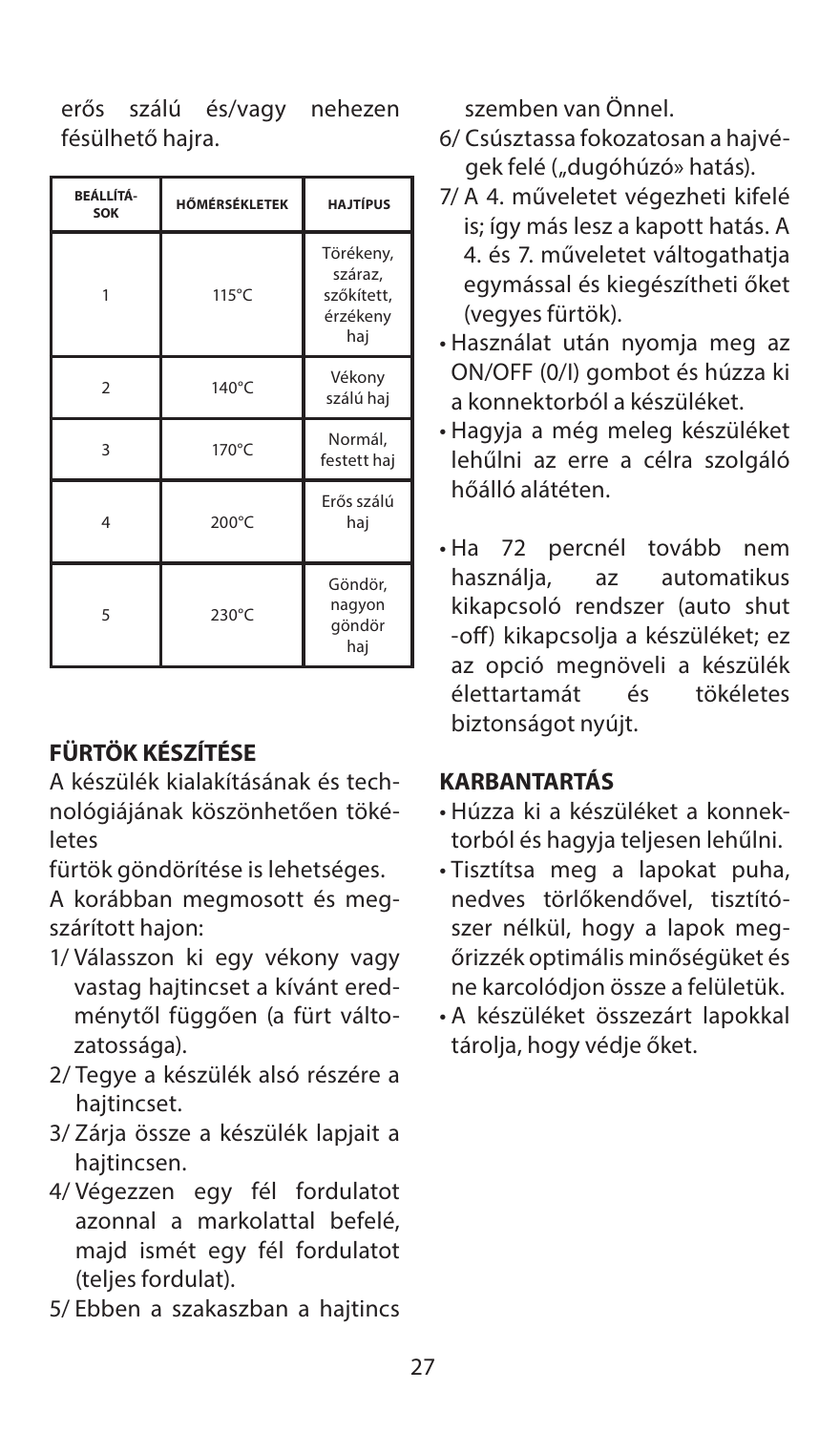erős szálú és/vagy nehezen fésülhető hajra.

| BEÁLLÍTÁSOK | HŐMÉRSÉKLETEK | HAJTÍPUS |
|---|---|---|
| 1 | 115°C | Törékeny, száraz, szőkített, érzékeny haj |
| 2 | 140°C | Vékony szálú haj |
| 3 | 170°C | Normál, festett haj |
| 4 | 200°C | Erős szálú haj |
| 5 | 230°C | Göndör, nagyon göndör haj |

**FÜRTÖK KÉSZÍTÉSE**

A készülék kialakításának és technológiájának köszönhetően tökéletes

fürtök göndörítése is lehetséges.

A korábban megmosott és megszárított hajon:

1/ Válasszon ki egy vékony vagy vastag hajtincset a kívánt eredménytől függően (a fürt változatossága).
2/ Tegye a készülék alsó részére a hajtincset.
3/ Zárja össze a készülék lapjait a hajtincsen.
4/ Végezzen egy fél fordulatot azonnal a markolattal befelé, majd ismét egy fél fordulatot (teljes fordulat).
5/ Ebben a szakaszban a hajtincs szemben van Önnel.
6/ Csúsztassa fokozatosan a hajvégek felé („dugóhúzó» hatás).
7/ A 4. műveletet végezheti kifelé is; így más lesz a kapott hatás. A 4. és 7. műveletet váltogathatja egymással és kiegészítheti őket (vegyes fürtök).

- Használat után nyomja meg az ON/OFF (0/I) gombot és húzza ki a konnektorból a készüléket.
- Hagyja a még meleg készüléket lehűlni az erre a célra szolgáló hőálló alátéten.

- Ha 72 percnél tovább nem használja, az automatikus kikapcsoló rendszer (auto shut -off) kikapcsolja a készüléket; ez az opció megnöveli a készülék élettartamát és tökéletes biztonságot nyújt.

**KARBANTARTÁS**

- Húzza ki a készüléket a konnektorból és hagyja teljesen lehűlni.
- Tisztítsa meg a lapokat puha, nedves törlőkendővel, tisztítószer nélkül, hogy a lapok megőrizzék optimális minőségüket és ne karcolódjon össze a felületük.
- A készüléket összezárt lapokkal tárolja, hogy védje őket.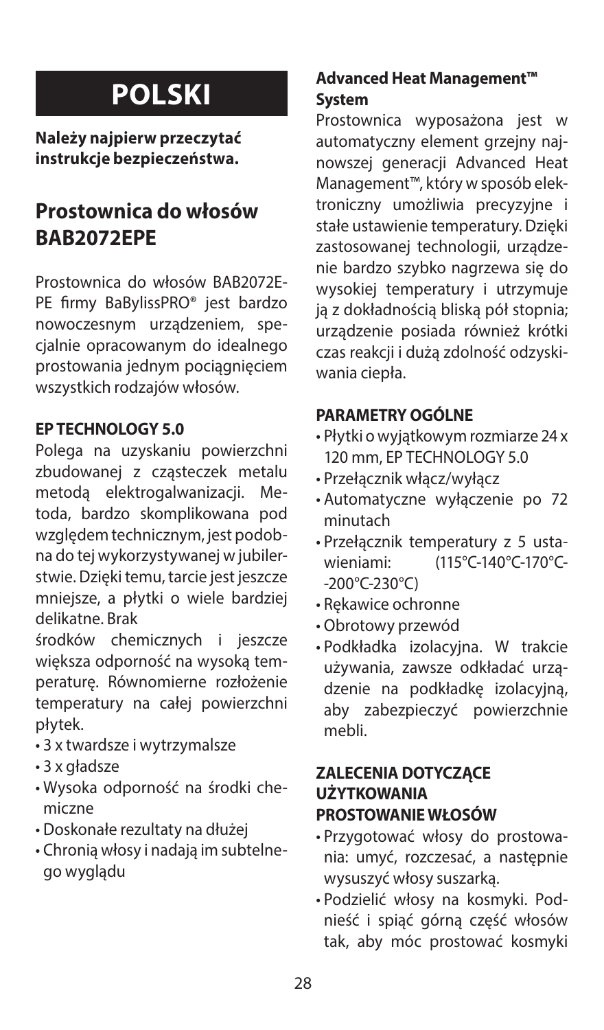# POLSKI

**Należy najpierw przeczytać instrukcje bezpieczeństwa.**

## Prostownica do włosów BAB2072EPE

Prostownica do włosów BAB2072EPE firmy BaBylissPRO® jest bardzo nowoczesnym urządzeniem, specjalnie opracowanym do idealnego prostowania jednym pociągnięciem wszystkich rodzajów włosów.

### EP TECHNOLOGY 5.0

Polega na uzyskaniu powierzchni zbudowanej z cząsteczek metalu metodą elektrogalwanizacji. Metoda, bardzo skomplikowana pod względem technicznym, jest podobna do tej wykorzystywanej w jubilerstwie. Dzięki temu, tarcie jest jeszcze mniejsze, a płytki o wiele bardziej delikatne. Brak środków chemicznych i jeszcze większa odporność na wysoką temperaturę. Równomierne rozłożenie temperatury na całej powierzchni płytek.

- 3 x twardsze i wytrzymalsze
- 3 x gładsze
- Wysoka odporność na środki chemiczne
- Doskonałe rezultaty na dłużej
- Chronią włosy i nadają im subtelnego wyglądu

### Advanced Heat Management™ System

Prostownica wyposażona jest w automatyczny element grzejny najnowszej generacji Advanced Heat Management™, który w sposób elektroniczny umożliwia precyzyjne i stałe ustawienie temperatury. Dzięki zastosowanej technologii, urządzenie bardzo szybko nagrzewa się do wysokiej temperatury i utrzymuje ją z dokładnością bliską pół stopnia; urządzenie posiada również krótki czas reakcji i dużą zdolność odzyskiwania ciepła.

### PARAMETRY OGÓLNE

- Płytki o wyjątkowym rozmiarze 24 x 120 mm, EP TECHNOLOGY 5.0
- Przełącznik włącz/wyłącz
- Automatyczne wyłączenie po 72 minutach
- Przełącznik temperatury z 5 ustawieniami: (115°C-140°C-170°C-200°C-230°C)
- Rękawice ochronne
- Obrotowy przewód
- Podkładka izolacyjna. W trakcie używania, zawsze odkładać urządzenie na podkładkę izolacyjną, aby zabezpieczyć powierzchnie mebli.

### ZALECENIA DOTYCZĄCE UŻYTKOWANIA PROSTOWANIE WŁOSÓW

- Przygotować włosy do prostowania: umyć, rozczesać, a następnie wysuszyć włosy suszarką.
- Podzielić włosy na kosmyki. Podnieść i spiąć górną część włosów tak, aby móc prostować kosmyki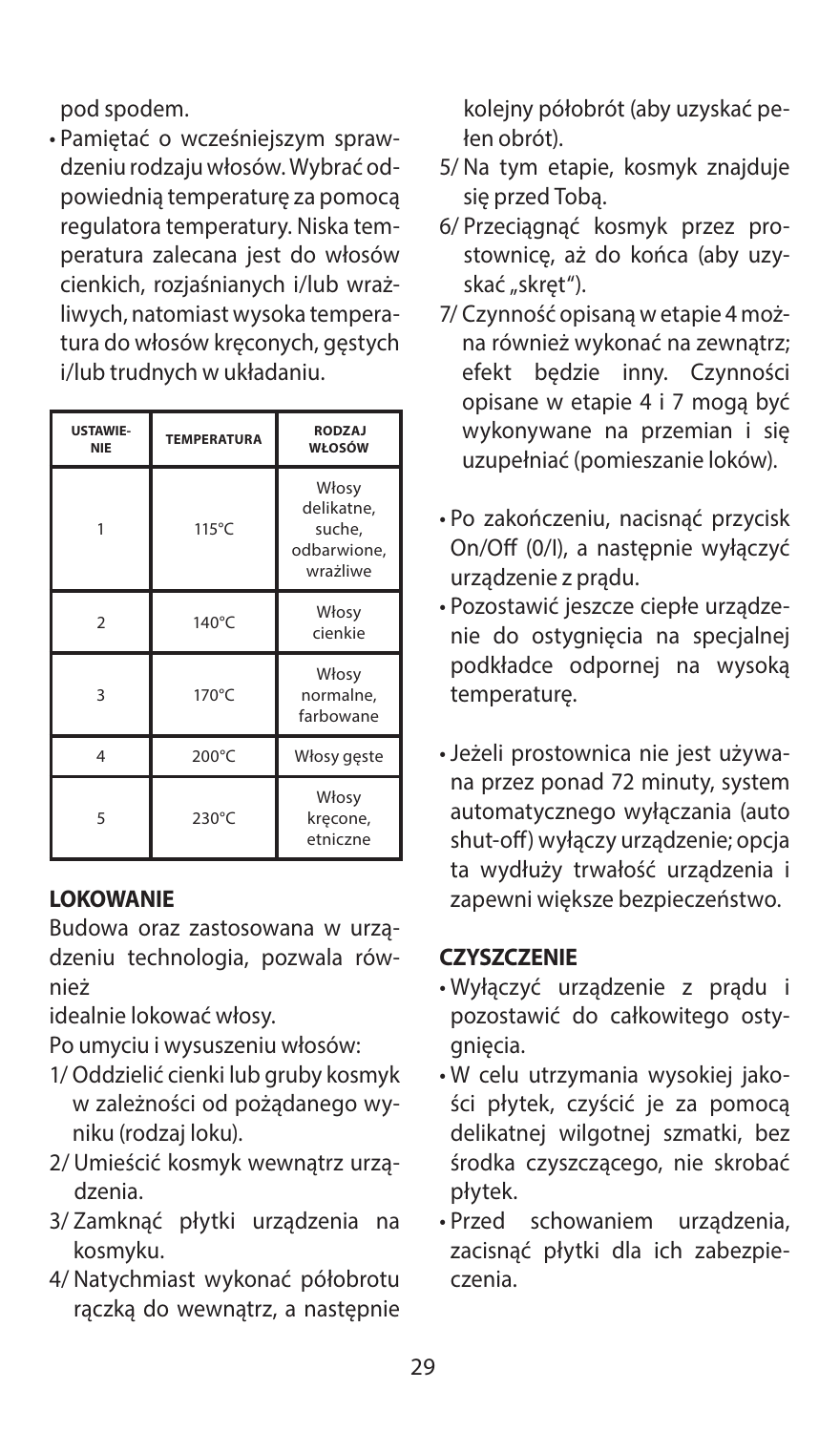pod spodem.

- Pamiętać o wcześniejszym sprawdzeniu rodzaju włosów. Wybrać odpowiednią temperaturę za pomocą regulatora temperatury. Niska temperatura zalecana jest do włosów cienkich, rozjaśnianych i/lub wrażliwych, natomiast wysoka temperatura do włosów kręconych, gęstych i/lub trudnych w układaniu.

| USTAWIENIE | TEMPERATURA | RODZAJ WŁOSÓW |
|---|---|---|
| 1 | 115°C | Włosy delikatne, suche, odbarwione, wrażliwe |
| 2 | 140°C | Włosy cienkie |
| 3 | 170°C | Włosy normalne, farbowane |
| 4 | 200°C | Włosy gęste |
| 5 | 230°C | Włosy kręcone, etniczne |

## LOKOWANIE

Budowa oraz zastosowana w urządzeniu technologia, pozwala również

idealnie lokować włosy.

Po umyciu i wysuszeniu włosów:

1/ Oddzielić cienki lub gruby kosmyk w zależności od pożądanego wyniku (rodzaj loku).
2/ Umieścić kosmyk wewnątrz urządzenia.
3/ Zamknąć płytki urządzenia na kosmyku.
4/ Natychmiast wykonać półobrotu rączką do wewnątrz, a następnie kolejny półobrót (aby uzyskać pełen obrót).
5/ Na tym etapie, kosmyk znajduje się przed Tobą.
6/ Przeciągnąć kosmyk przez prostownicę, aż do końca (aby uzyskać „skręt").
7/ Czynność opisaną w etapie 4 można również wykonać na zewnątrz; efekt będzie inny. Czynności opisane w etapie 4 i 7 mogą być wykonywane na przemian i się uzupełniać (pomieszanie loków).

- Po zakończeniu, nacisnąć przycisk On/Off (0/I), a następnie wyłączyć urządzenie z prądu.
- Pozostawić jeszcze ciepłe urządzenie do ostygnięcia na specjalnej podkładce odpornej na wysoką temperaturę.

- Jeżeli prostownica nie jest używana przez ponad 72 minuty, system automatycznego wyłączania (auto shut-off) wyłączy urządzenie; opcja ta wydłuży trwałość urządzenia i zapewni większe bezpieczeństwo.

## CZYSZCZENIE

- Wyłączyć urządzenie z prądu i pozostawić do całkowitego ostygnięcia.
- W celu utrzymania wysokiej jakości płytek, czyścić je za pomocą delikatnej wilgotnej szmatki, bez środka czyszczącego, nie skrobać płytek.
- Przed schowaniem urządzenia, zacisnąć płytki dla ich zabezpieczenia.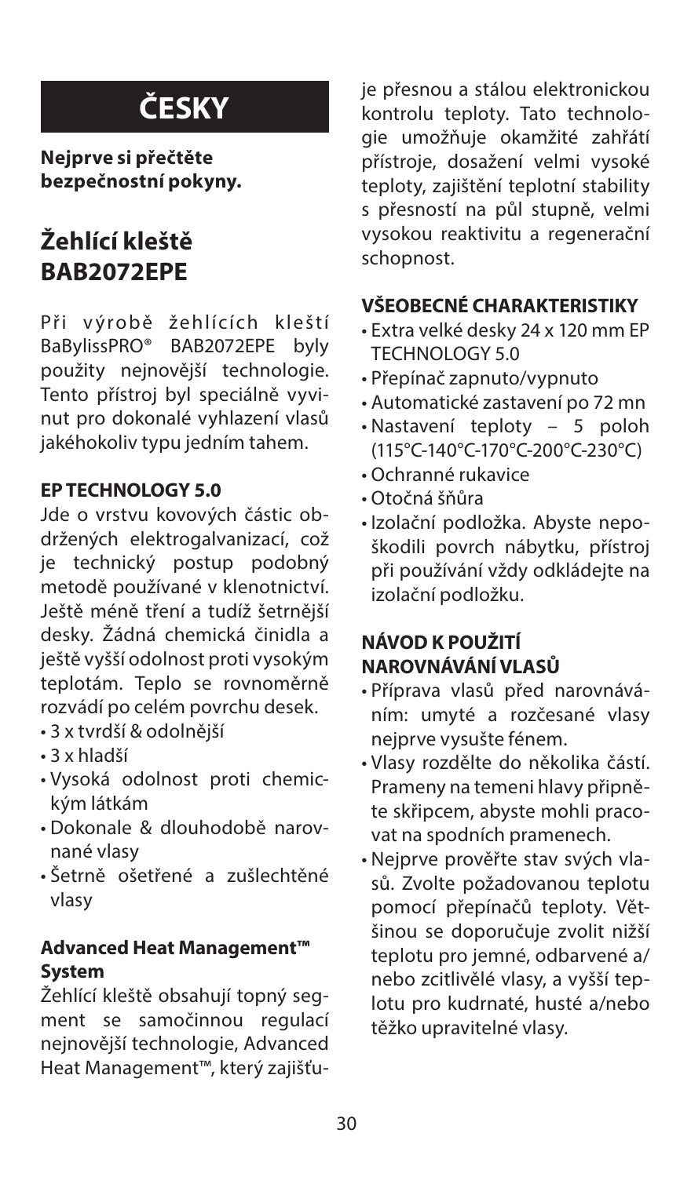# ČESKY

**Nejprve si přečtěte bezpečnostní pokyny.**

## Žehlící kleště BAB2072EPE

Při výrobě žehlících kleští BaBylissPRO® BAB2072EPE byly použity nejnovější technologie. Tento přístroj byl speciálně vyvinut pro dokonalé vyhlazení vlasů jakéhokoliv typu jedním tahem.

### EP TECHNOLOGY 5.0

Jde o vrstvu kovových částic obdržených elektrogalvanizací, což je technický postup podobný metodě používané v klenotnictví. Ještě méně tření a tudíž šetrnější desky. Žádná chemická činidla a ještě vyšší odolnost proti vysokým teplotám. Teplo se rovnoměrně rozvádí po celém povrchu desek.

- 3 x tvrdší & odolnější
- 3 x hladší
- Vysoká odolnost proti chemickým látkám
- Dokonale & dlouhodobě narovnané vlasy
- Šetrně ošetřené a zušlechtěné vlasy

### Advanced Heat Management™ System

Žehlící kleště obsahují topný segment se samočinnou regulací nejnovější technologie, Advanced Heat Management™, který zajišťuje přesnou a stálou elektronickou kontrolu teploty. Tato technologie umožňuje okamžité zahřátí přístroje, dosažení velmi vysoké teploty, zajištění teplotní stability s přesností na půl stupně, velmi vysokou reaktivitu a regenerační schopnost.

### VŠEOBECNÉ CHARAKTERISTIKY

- Extra velké desky 24 x 120 mm EP TECHNOLOGY 5.0
- Přepínač zapnuto/vypnuto
- Automatické zastavení po 72 mn
- Nastavení teploty – 5 poloh (115°C-140°C-170°C-200°C-230°C)
- Ochranné rukavice
- Otočná šňůra
- Izolační podložka. Abyste nepoškodili povrch nábytku, přístroj při používání vždy odkládejte na izolační podložku.

### NÁVOD K POUŽITÍ NAROVNÁVÁNÍ VLASŮ

- Příprava vlasů před narovnáváním: umyté a rozčesané vlasy nejprve vysušte fénem.
- Vlasy rozdělte do několika částí. Prameny na temeni hlavy připněte skřipcem, abyste mohli pracovat na spodních pramenech.
- Nejprve prověřte stav svých vlasů. Zvolte požadovanou teplotu pomocí přepínačů teploty. Většinou se doporučuje zvolit nižší teplotu pro jemné, odbarvené a/nebo zcitlivělé vlasy, a vyšší teplotu pro kudrnaté, husté a/nebo těžko upravitelné vlasy.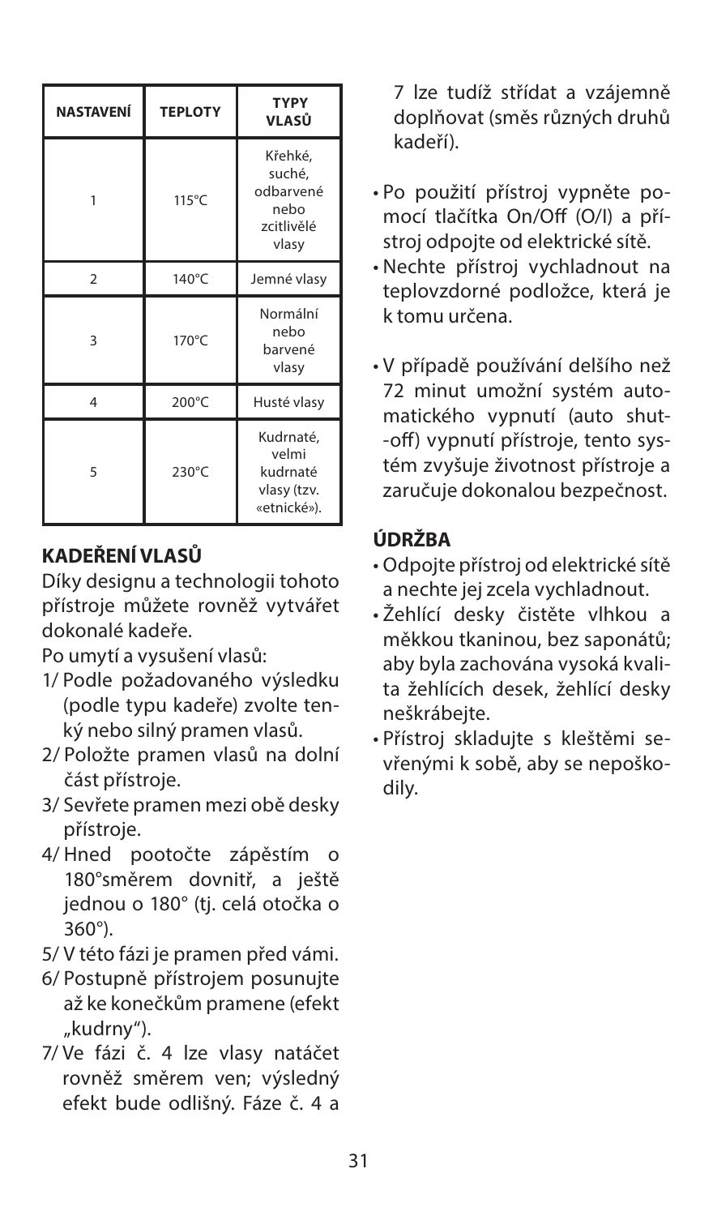| NASTAVENÍ | TEPLOTY | TYPY VLASŮ |
| --- | --- | --- |
| 1 | 115°C | Křehké, suché, odbarvené nebo zcitlivělé vlasy |
| 2 | 140°C | Jemné vlasy |
| 3 | 170°C | Normální nebo barvené vlasy |
| 4 | 200°C | Husté vlasy |
| 5 | 230°C | Kudrnaté, velmi kudrnaté vlasy (tzv. «etnické»). |

## KADEŘENÍ VLASŮ

Díky designu a technologii tohoto přístroje můžete rovněž vytvářet dokonalé kadeře.

Po umytí a vysušení vlasů:

1/ Podle požadovaného výsledku (podle typu kadeře) zvolte tenký nebo silný pramen vlasů.
2/ Položte pramen vlasů na dolní část přístroje.
3/ Sevřete pramen mezi obě desky přístroje.
4/ Hned pootočte zápěstím o 180°směrem dovnitř, a ještě jednou o 180° (tj. celá otočka o 360°).
5/ V této fázi je pramen před vámi.
6/ Postupně přístrojem posunujte až ke konečkům pramene (efekt „kudrny").
7/ Ve fázi č. 4 lze vlasy natáčet rovněž směrem ven; výsledný efekt bude odlišný. Fáze č. 4 a 7 lze tudíž střídat a vzájemně doplňovat (směs různých druhů kadeří).

- Po použití přístroj vypněte pomocí tlačítka On/Off (O/I) a přístroj odpojte od elektrické sítě.
- Nechte přístroj vychladnout na teplovzdorné podložce, která je k tomu určena.
- V případě používání delšího než 72 minut umožní systém automatického vypnutí (auto shut-off) vypnutí přístroje, tento systém zvyšuje životnost přístroje a zaručuje dokonalou bezpečnost.

## ÚDRŽBA

- Odpojte přístroj od elektrické sítě a nechte jej zcela vychladnout.
- Žehlící desky čistěte vlhkou a měkkou tkaninou, bez saponátů; aby byla zachována vysoká kvalita žehlících desek, žehlící desky neškrábejte.
- Přístroj skladujte s kleštěmi sevřenými k sobě, aby se nepoškodily.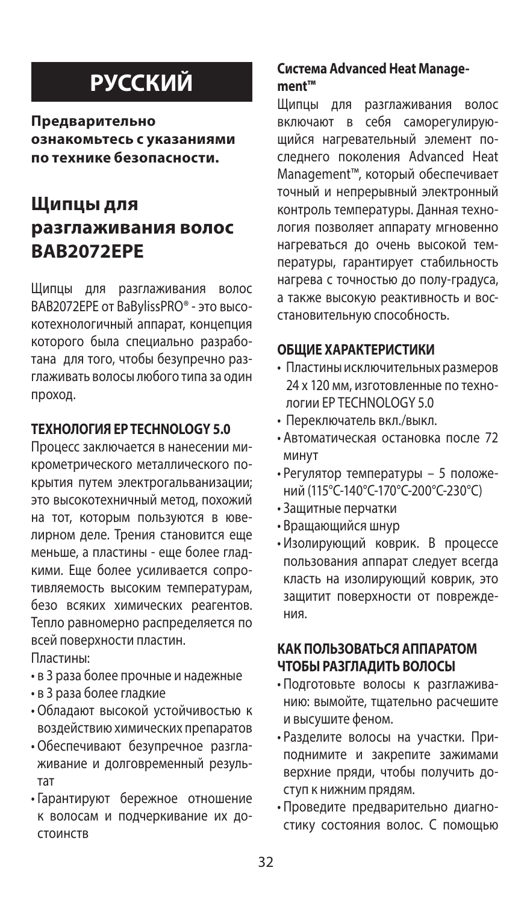# РУССКИЙ

**Предварительно ознакомьтесь с указаниями по технике безопасности.**

## Щипцы для разглаживания волос BAB2072EPE

Щипцы для разглаживания волос BAB2072EPE от BaBylissPRO® - это высокотехнологичный аппарат, концепция которого была специально разработана для того, чтобы безупречно разглаживать волосы любого типа за один проход.

### ТЕХНОЛОГИЯ EP TECHNOLOGY 5.0

Процесс заключается в нанесении микрометрического металлического покрытия путем электрогальванизации; это высокотехничный метод, похожий на тот, которым пользуются в ювелирном деле. Трения становится еще меньше, а пластины - еще более гладкими. Еще более усиливается сопротивляемость высоким температурам, безо всяких химических реагентов. Тепло равномерно распределяется по всей поверхности пластин.

Пластины:

- в 3 раза более прочные и надежные
- в 3 раза более гладкие
- Обладают высокой устойчивостью к воздействию химических препаратов
- Обеспечивают безупречное разглаживание и долговременный результат
- Гарантируют бережное отношение к волосам и подчеркивание их достоинств

### Система Advanced Heat Management™

Щипцы для разглаживания волос включают в себя саморегулирующийся нагревательный элемент последнего поколения Advanced Heat Management™, который обеспечивает точный и непрерывный электронный контроль температуры. Данная технология позволяет аппарату мгновенно нагреваться до очень высокой температуры, гарантирует стабильность нагрева с точностью до полу-градуса, а также высокую реактивность и восстановительную способность.

### ОБЩИЕ ХАРАКТЕРИСТИКИ

- Пластины исключительных размеров 24 x 120 мм, изготовленные по технологии EP TECHNOLOGY 5.0
- Переключатель вкл./выкл.
- Автоматическая остановка после 72 минут
- Регулятор температуры – 5 положений (115°C-140°C-170°C-200°C-230°C)
- Защитные перчатки
- Вращающийся шнур
- Изолирующий коврик. В процессе пользования аппарат следует всегда класть на изолирующий коврик, это защитит поверхности от повреждения.

### КАК ПОЛЬЗОВАТЬСЯ АППАРАТОМ ЧТОБЫ РАЗГЛАДИТЬ ВОЛОСЫ

- Подготовьте волосы к разглаживанию: вымойте, тщательно расчешите и высушите феном.
- Разделите волосы на участки. Приподнимите и закрепите зажимами верхние пряди, чтобы получить доступ к нижним прядям.
- Проведите предварительно диагностику состояния волос. С помощью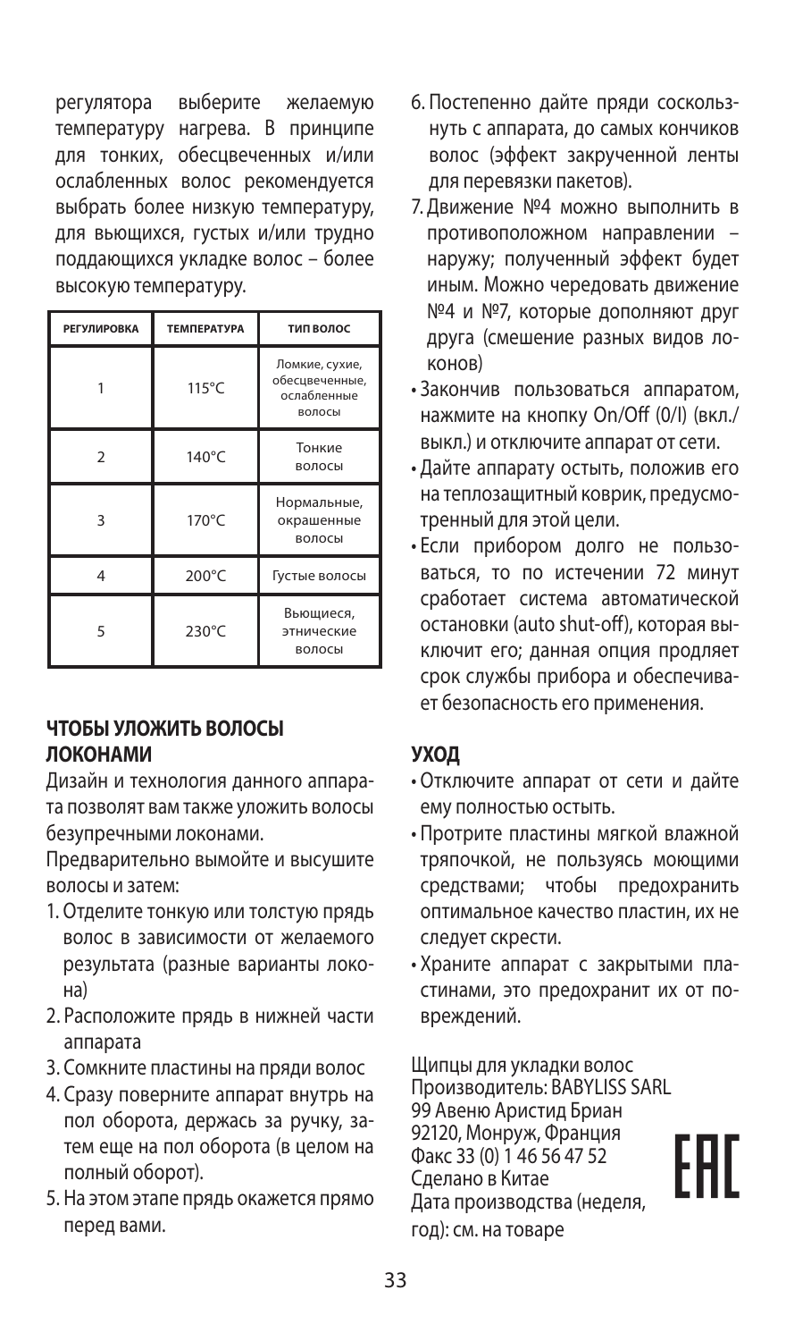регулятора выберите желаемую температуру нагрева. В принципе для тонких, обесцвеченных и/или ослабленных волос рекомендуется выбрать более низкую температуру, для вьющихся, густых и/или трудно поддающихся укладке волос – более высокую температуру.

| РЕГУЛИРОВКА | ТЕМПЕРАТУРА | ТИП ВОЛОС |
| --- | --- | --- |
| 1 | 115°C | Ломкие, сухие, обесцвеченные, ослабленные волосы |
| 2 | 140°C | Тонкие волосы |
| 3 | 170°C | Нормальные, окрашенные волосы |
| 4 | 200°C | Густые волосы |
| 5 | 230°C | Вьющиеся, этнические волосы |

## ЧТОБЫ УЛОЖИТЬ ВОЛОСЫ ЛОКОНАМИ

Дизайн и технология данного аппарата позволят вам также уложить волосы безупречными локонами.

Предварительно вымойте и высушите волосы и затем:

1. Отделите тонкую или толстую прядь волос в зависимости от желаемого результата (разные варианты локона)
2. Расположите прядь в нижней части аппарата
3. Сомкните пластины на пряди волос
4. Сразу поверните аппарат внутрь на пол оборота, держась за ручку, затем еще на пол оборота (в целом на полный оборот).
5. На этом этапе прядь окажется прямо перед вами.
6. Постепенно дайте пряди соскользнуть с аппарата, до самых кончиков волос (эффект закрученной ленты для перевязки пакетов).
7. Движение №4 можно выполнить в противоположном направлении – наружу; полученный эффект будет иным. Можно чередовать движение №4 и №7, которые дополняют друг друга (смешение разных видов локонов)

- Закончив пользоваться аппаратом, нажмите на кнопку On/Off (0/I) (вкл./выкл.) и отключите аппарат от сети.
- Дайте аппарату остыть, положив его на теплозащитный коврик, предусмотренный для этой цели.
- Если прибором долго не пользоваться, то по истечении 72 минут сработает система автоматической остановки (auto shut-off), которая выключит его; данная опция продляет срок службы прибора и обеспечивает безопасность его применения.

## УХОД

- Отключите аппарат от сети и дайте ему полностью остыть.
- Протрите пластины мягкой влажной тряпочкой, не пользуясь моющими средствами; чтобы предохранить оптимальное качество пластин, их не следует скрести.
- Храните аппарат с закрытыми пластинами, это предохранит их от повреждений.

Щипцы для укладки волос
Производитель: BABYLISS SARL
99 Авеню Аристид Бриан
92120, Монруж, Франция
Факс 33 (0) 1 46 56 47 52
Сделано в Китае
Дата производства (неделя, год): см. на товаре

EAC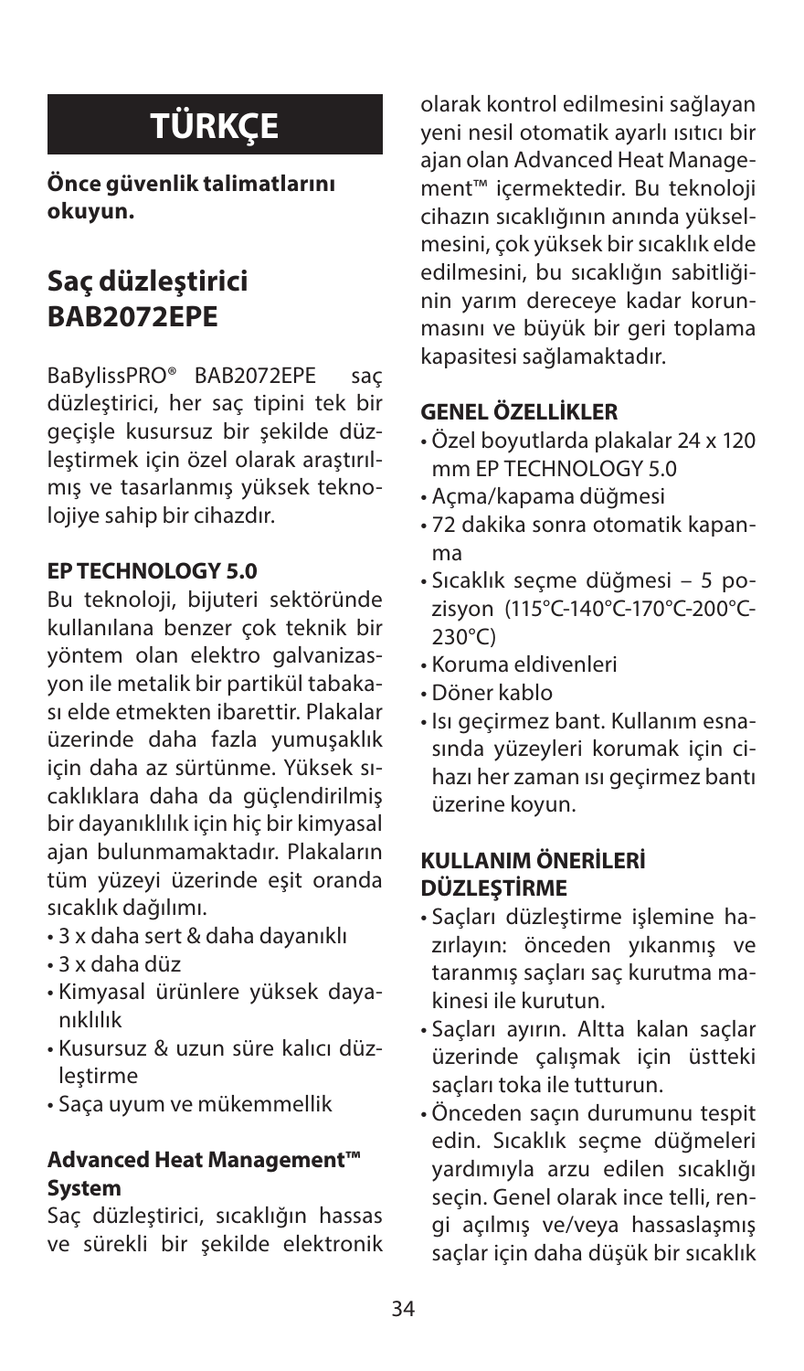# TÜRKÇE

**Önce güvenlik talimatlarını okuyun.**

## Saç düzleştirici BAB2072EPE

BaBylissPRO® BAB2072EPE saç düzleştirici, her saç tipini tek bir geçişle kusursuz bir şekilde düzleştirmek için özel olarak araştırılmış ve tasarlanmış yüksek teknolojiye sahip bir cihazdır.

### EP TECHNOLOGY 5.0

Bu teknoloji, bijuteri sektöründe kullanılana benzer çok teknik bir yöntem olan elektro galvanizasyon ile metalik bir partikül tabakası elde etmekten ibarettir. Plakalar üzerinde daha fazla yumuşaklık için daha az sürtünme. Yüksek sıcaklıklara daha da güçlendirilmiş bir dayanıklılık için hiç bir kimyasal ajan bulunmamaktadır. Plakaların tüm yüzeyi üzerinde eşit oranda sıcaklık dağılımı.

- 3 x daha sert & daha dayanıklı
- 3 x daha düz
- Kimyasal ürünlere yüksek dayanıklılık
- Kusursuz & uzun süre kalıcı düzleştirme
- Saça uyum ve mükemmellik

### Advanced Heat Management™ System

Saç düzleştirici, sıcaklığın hassas ve sürekli bir şekilde elektronik olarak kontrol edilmesini sağlayan yeni nesil otomatik ayarlı ısıtıcı bir ajan olan Advanced Heat Management™ içermektedir. Bu teknoloji cihazın sıcaklığının anında yükselmesini, çok yüksek bir sıcaklık elde edilmesini, bu sıcaklığın sabitliğinin yarım dereceye kadar korunmasını ve büyük bir geri toplama kapasitesi sağlamaktadır.

### GENEL ÖZELLİKLER

- Özel boyutlarda plakalar 24 x 120 mm EP TECHNOLOGY 5.0
- Açma/kapama düğmesi
- 72 dakika sonra otomatik kapanma
- Sıcaklık seçme düğmesi – 5 pozisyon (115°C-140°C-170°C-200°C-230°C)
- Koruma eldivenleri
- Döner kablo
- Isı geçirmez bant. Kullanım esnasında yüzeyleri korumak için cihazı her zaman ısı geçirmez bantı üzerine koyun.

### KULLANIM ÖNERİLERİ DÜZLEŞTİRME

- Saçları düzleştirme işlemine hazırlayın: önceden yıkanmış ve taranmış saçları saç kurutma makinesi ile kurutun.
- Saçları ayırın. Altta kalan saçlar üzerinde çalışmak için üstteki saçları toka ile tutturun.
- Önceden saçın durumunu tespit edin. Sıcaklık seçme düğmeleri yardımıyla arzu edilen sıcaklığı seçin. Genel olarak ince telli, rengi açılmış ve/veya hassaslaşmış saçlar için daha düşük bir sıcaklık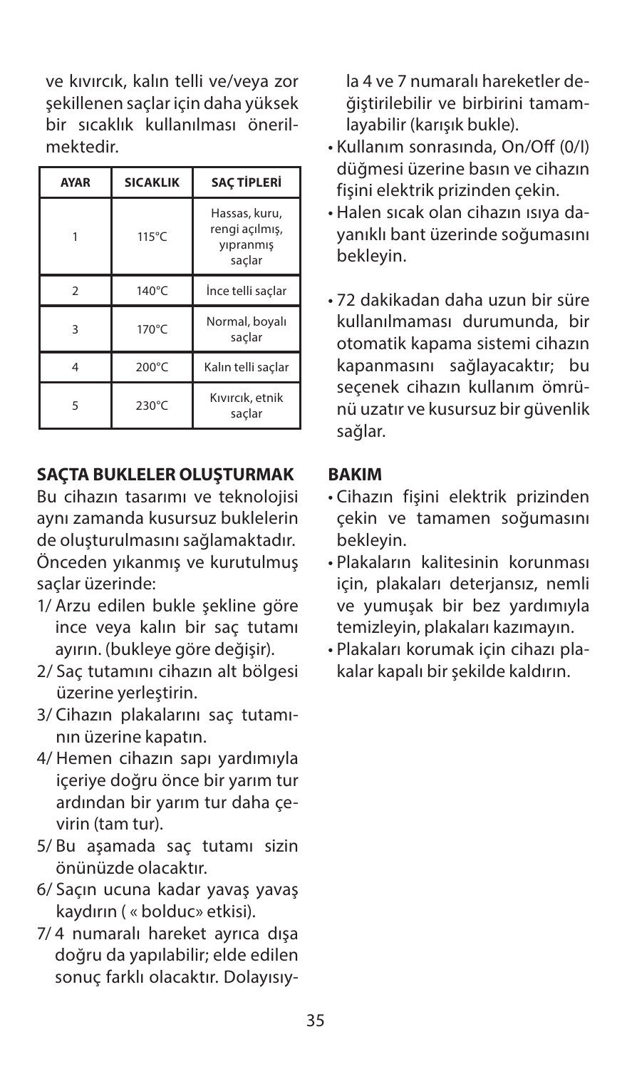ve kıvırcık, kalın telli ve/veya zor şekillenen saçlar için daha yüksek bir sıcaklık kullanılması önerilmektedir.

| AYAR | SICAKLIK | SAÇ TİPLERİ |
|---|---|---|
| 1 | 115°C | Hassas, kuru, rengi açılmış, yıpranmış saçlar |
| 2 | 140°C | İnce telli saçlar |
| 3 | 170°C | Normal, boyalı saçlar |
| 4 | 200°C | Kalın telli saçlar |
| 5 | 230°C | Kıvırcık, etnik saçlar |

## SAÇTA BUKLELER OLUŞTURMAK

Bu cihazın tasarımı ve teknolojisi aynı zamanda kusursuz buklelerin de oluşturulmasını sağlamaktadır. Önceden yıkanmış ve kurutulmuş saçlar üzerinde:

1/ Arzu edilen bukle şekline göre ince veya kalın bir saç tutamı ayırın. (bukleye göre değişir).

2/ Saç tutamını cihazın alt bölgesi üzerine yerleştirin.

3/ Cihazın plakalarını saç tutamının üzerine kapatın.

4/ Hemen cihazın sapı yardımıyla içeriye doğru önce bir yarım tur ardından bir yarım tur daha çevirin (tam tur).

5/ Bu aşamada saç tutamı sizin önünüzde olacaktır.

6/ Saçın ucuna kadar yavaş yavaş kaydırın ( « bolduc» etkisi).

7/ 4 numaralı hareket ayrıca dışa doğru da yapılabilir; elde edilen sonuç farklı olacaktır. Dolayısıyla 4 ve 7 numaralı hareketler değiştirilebilir ve birbirini tamamlayabilir (karışık bukle).

- Kullanım sonrasında, On/Off (0/I) düğmesi üzerine basın ve cihazın fişini elektrik prizinden çekin.
- Halen sıcak olan cihazın ısıya dayanıklı bant üzerinde soğumasını bekleyin.
- 72 dakikadan daha uzun bir süre kullanılmaması durumunda, bir otomatik kapama sistemi cihazın kapanmasını sağlayacaktır; bu seçenek cihazın kullanım ömrünü uzatır ve kusursuz bir güvenlik sağlar.

## BAKIM

- Cihazın fişini elektrik prizinden çekin ve tamamen soğumasını bekleyin.
- Plakaların kalitesinin korunması için, plakaları deterjansız, nemli ve yumuşak bir bez yardımıyla temizleyin, plakaları kazımayın.
- Plakaları korumak için cihazı plakalar kapalı bir şekilde kaldırın.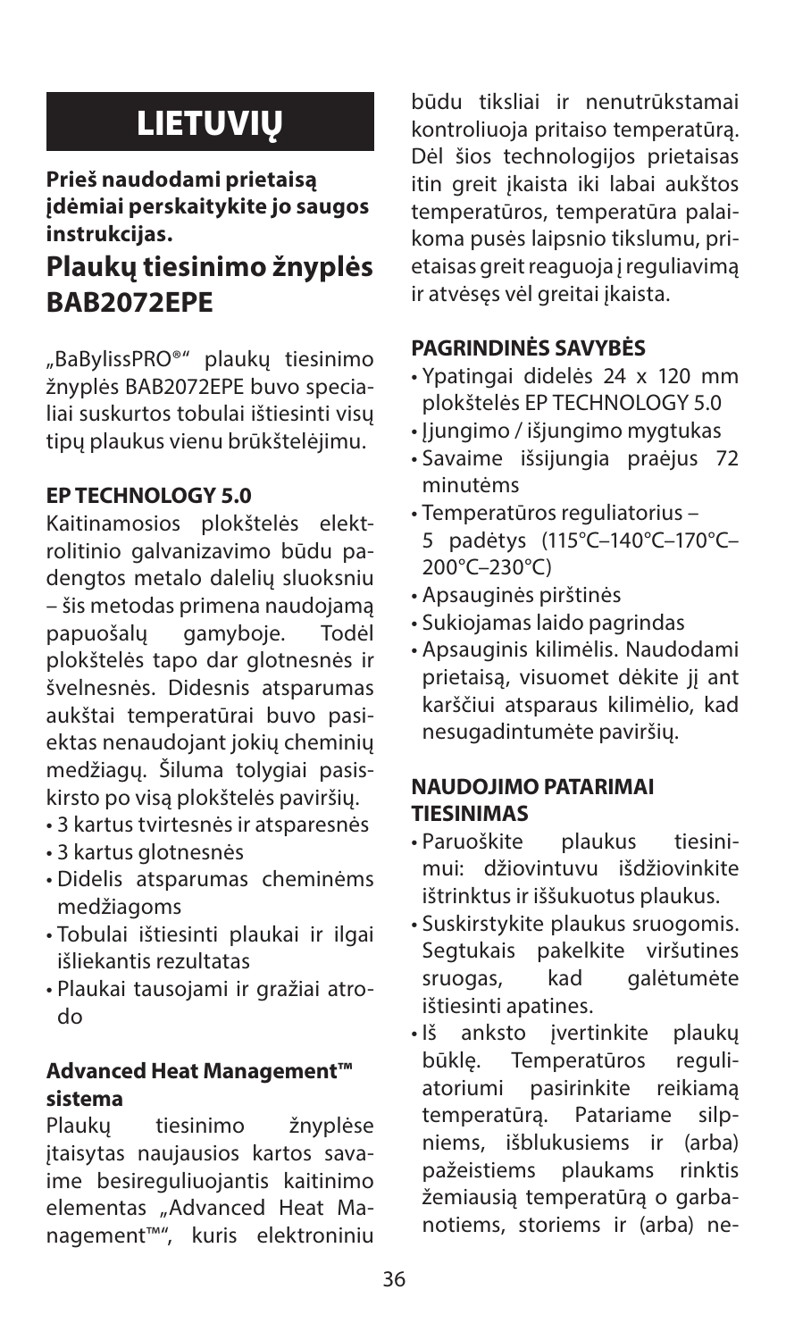# LIETUVIŲ

**Prieš naudodami prietaisą įdėmiai perskaitykite jo saugos instrukcijas.**

## Plaukų tiesinimo žnyplės BAB2072EPE

„BaBylissPRO®" plaukų tiesinimo žnyplės BAB2072EPE buvo specialiai suskurtos tobulai ištiesinti visų tipų plaukus vienu brūkštelėjimu.

### EP TECHNOLOGY 5.0

Kaitinamosios plokštelės elektrolitinio galvanizavimo būdu padengtos metalo dalelių sluoksniu – šis metodas primena naudojamą papuošalų gamyboje. Todėl plokštelės tapo dar glotnesnės ir švelnesnės. Didesnis atsparumas aukštai temperatūrai buvo pasiektas nenaudojant jokių cheminių medžiagų. Šiluma tolygiai pasiskirsto po visą plokštelės paviršių.

- 3 kartus tvirtesnės ir atsparesnės
- 3 kartus glotnesnės
- Didelis atsparumas cheminėms medžiagoms
- Tobulai ištiesinti plaukai ir ilgai išliekantis rezultatas
- Plaukai tausojami ir gražiai atrodo

### Advanced Heat Management™ sistema

Plaukų tiesinimo žnyplėse įtaisytas naujausios kartos savaime besireguliuojantis kaitinimo elementas „Advanced Heat Management™", kuris elektroniniu būdu tiksliai ir nenutrūkstamai kontroliuoja pritaiso temperatūrą. Dėl šios technologijos prietaisas itin greit įkaista iki labai aukštos temperatūros, temperatūra palaikoma pusės laipsnio tikslumu, prietaisas greit reaguoja į reguliavimą ir atvėsęs vėl greitai įkaista.

### PAGRINDINĖS SAVYBĖS

- Ypatingai didelės 24 x 120 mm plokštelės EP TECHNOLOGY 5.0
- Įjungimo / išjungimo mygtukas
- Savaime išsijungia praėjus 72 minutėms
- Temperatūros reguliatorius – 5 padėtys (115°C–140°C–170°C–200°C–230°C)
- Apsauginės pirštinės
- Sukiojamas laido pagrindas
- Apsauginis kilimėlis. Naudodami prietaisą, visuomet dėkite jį ant karščiui atsparaus kilimėlio, kad nesugadintumėte paviršių.

### NAUDOJIMO PATARIMAI TIESINIMAS

- Paruoškite plaukus tiesinimui: džiovintuvu išdžiovinkite ištrinktus ir iššukuotus plaukus.
- Suskirstykite plaukus sruogomis. Segtukais pakelkite viršutines sruogas, kad galėtumėte ištiesinti apatines.
- Iš anksto įvertinkite plaukų būklę. Temperatūros reguliatoriumi pasirinkite reikiamą temperatūrą. Patariame silpniems, išblukusiems ir (arba) pažeistiems plaukams rinktis žemiausią temperatūrą o garbanotiems, storiems ir (arba) ne-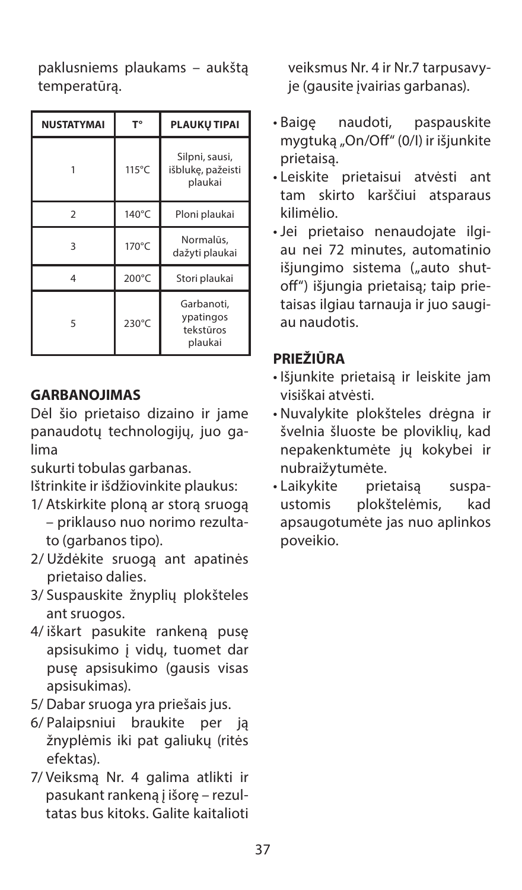paklusniems plaukams – aukštą temperatūrą.

| NUSTATYMAI | T° | PLAUKŲ TIPAI |
|---|---|---|
| 1 | 115°C | Silpni, sausi, išblukę, pažeisti plaukai |
| 2 | 140°C | Ploni plaukai |
| 3 | 170°C | Normalūs, dažyti plaukai |
| 4 | 200°C | Stori plaukai |
| 5 | 230°C | Garbanoti, ypatingos tekstūros plaukai |

## GARBANOJIMAS

Dėl šio prietaiso dizaino ir jame panaudotų technologijų, juo galima

sukurti tobulas garbanas.

Ištrinkite ir išdžiovinkite plaukus:

1/ Atskirkite ploną ar storą sruogą – priklauso nuo norimo rezultato (garbanos tipo).
2/ Uždėkite sruogą ant apatinės prietaiso dalies.
3/ Suspauskite žnyplių plokšteles ant sruogos.
4/ iškart pasukite rankeną pusę apsisukimo į vidų, tuomet dar pusę apsisukimo (gausis visas apsisukimas).
5/ Dabar sruoga yra priešais jus.
6/ Palaipsniui braukite per ją žnyplėmis iki pat galiukų (ritės efektas).
7/ Veiksmą Nr. 4 galima atlikti ir pasukant rankeną į išorę – rezultatas bus kitoks. Galite kaitalioti veiksmus Nr. 4 ir Nr.7 tarpusavyje (gausite įvairias garbanas).

- Baigę naudoti, paspauskite mygtuką „On/Off" (0/I) ir išjunkite prietaisą.
- Leiskite prietaisui atvėsti ant tam skirto karščiui atsparaus kilimėlio.
- Jei prietaiso nenaudojate ilgiau nei 72 minutes, automatinio išjungimo sistema („auto shut-off") išjungia prietaisą; taip prietaisas ilgiau tarnauja ir juo saugiau naudotis.

## PRIEŽIŪRA

- Išjunkite prietaisą ir leiskite jam visiškai atvėsti.
- Nuvalykite plokšteles drėgna ir švelnia šluoste be ploviklių, kad nepakenktumėte jų kokybei ir nubraižytumėte.
- Laikykite prietaisą suspaustomis plokštelėmis, kad apsaugotumėte jas nuo aplinkos poveikio.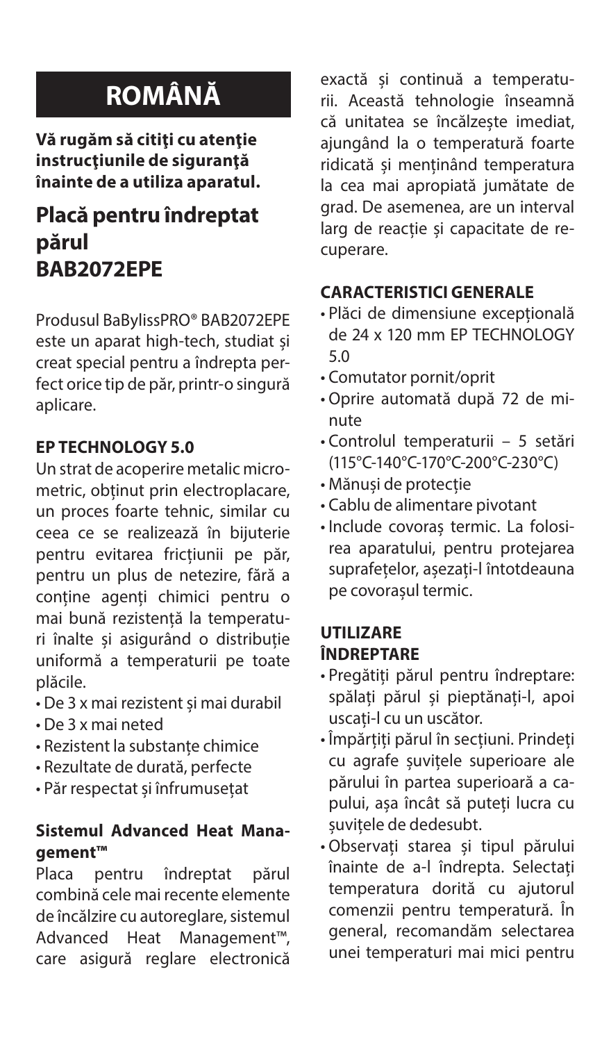# ROMÂNĂ

**Vă rugăm să citiţi cu atenţie instrucţiunile de siguranţă înainte de a utiliza aparatul.**

## Placă pentru îndreptat părul BAB2072EPE

Produsul BaBylissPRO® BAB2072EPE este un aparat high-tech, studiat și creat special pentru a îndrepta perfect orice tip de păr, printr-o singură aplicare.

### EP TECHNOLOGY 5.0

Un strat de acoperire metalic micrometric, obținut prin electroplacare, un proces foarte tehnic, similar cu ceea ce se realizează în bijuterie pentru evitarea fricțiunii pe păr, pentru un plus de netezire, fără a conține agenți chimici pentru o mai bună rezistență la temperaturi înalte și asigurând o distribuție uniformă a temperaturii pe toate plăcile.

- De 3 x mai rezistent și mai durabil
- De 3 x mai neted
- Rezistent la substanțe chimice
- Rezultate de durată, perfecte
- Păr respectat și înfrumusețat

### Sistemul Advanced Heat Management™

Placa pentru îndreptat părul combină cele mai recente elemente de încălzire cu autoreglare, sistemul Advanced Heat Management™, care asigură reglare electronică exactă și continuă a temperaturii. Această tehnologie înseamnă că unitatea se încălzește imediat, ajungând la o temperatură foarte ridicată și menținând temperatura la cea mai apropiată jumătate de grad. De asemenea, are un interval larg de reacție și capacitate de recuperare.

### CARACTERISTICI GENERALE

- Plăci de dimensiune excepțională de 24 x 120 mm EP TECHNOLOGY 5.0
- Comutator pornit/oprit
- Oprire automată după 72 de minute
- Controlul temperaturii – 5 setări (115°C-140°C-170°C-200°C-230°C)
- Mănuși de protecție
- Cablu de alimentare pivotant
- Include covoraș termic. La folosirea aparatului, pentru protejarea suprafețelor, așezați-l întotdeauna pe covorașul termic.

### UTILIZARE

### ÎNDREPTARE

- Pregătiți părul pentru îndreptare: spălați părul și pieptănați-l, apoi uscați-l cu un uscător.
- Împărțiți părul în secțiuni. Prindeți cu agrafe șuvițele superioare ale părului în partea superioară a capului, așa încât să puteți lucra cu șuvițele de dedesubt.
- Observați starea și tipul părului înainte de a-l îndrepta. Selectați temperatura dorită cu ajutorul comenzii pentru temperatură. În general, recomandăm selectarea unei temperaturi mai mici pentru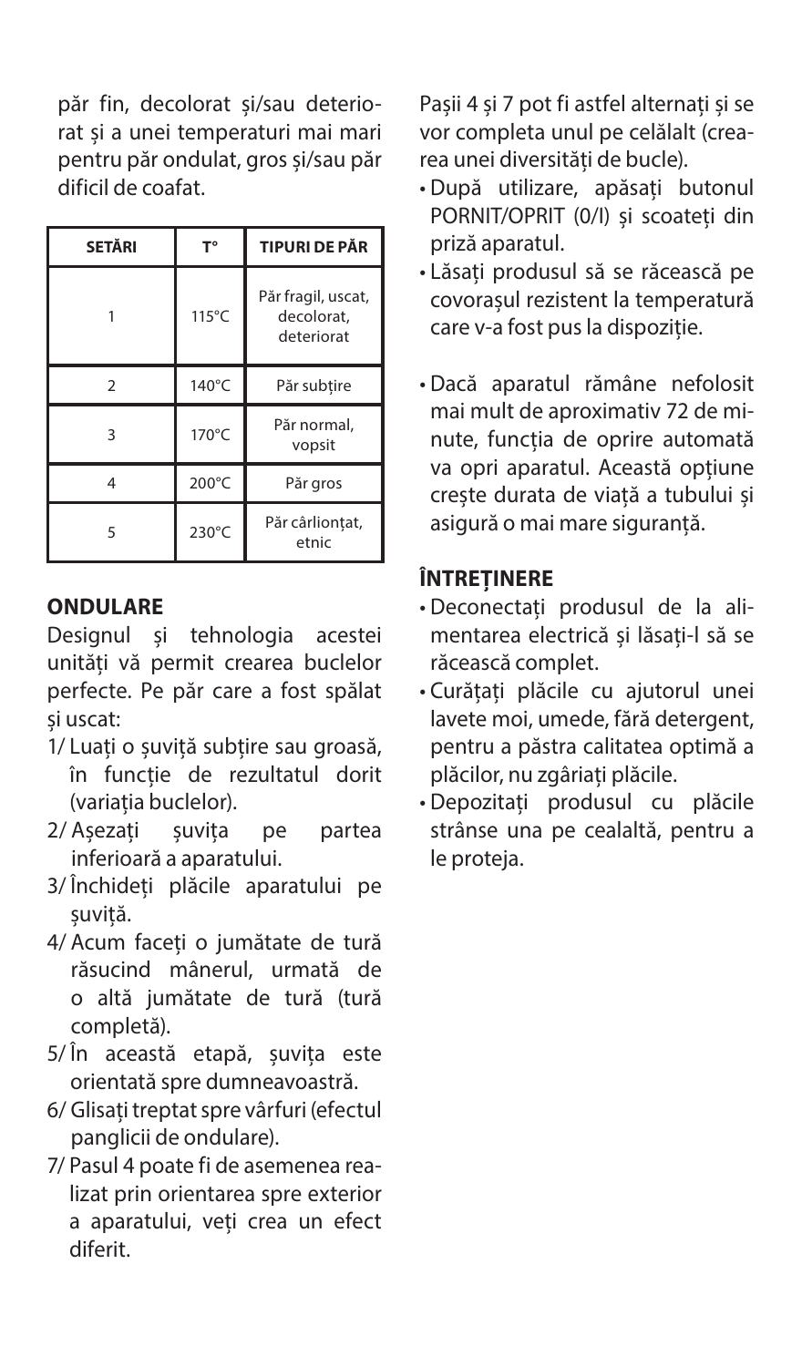păr fin, decolorat și/sau deteriorat și a unei temperaturi mai mari pentru păr ondulat, gros și/sau păr dificil de coafat.

| SETĂRI | T° | TIPURI DE PĂR |
|---|---|---|
| 1 | 115°C | Păr fragil, uscat, decolorat, deteriorat |
| 2 | 140°C | Păr subțire |
| 3 | 170°C | Păr normal, vopsit |
| 4 | 200°C | Păr gros |
| 5 | 230°C | Păr cârlionțat, etnic |

## ONDULARE

Designul și tehnologia acestei unități vă permit crearea buclelor perfecte. Pe păr care a fost spălat și uscat:

1/ Luați o șuviță subțire sau groasă, în funcție de rezultatul dorit (variația buclelor).

2/ Așezați șuvița pe partea inferioară a aparatului.

3/ Închideți plăcile aparatului pe șuviță.

4/ Acum faceți o jumătate de tură răsucind mânerul, urmată de o altă jumătate de tură (tură completă).

5/ În această etapă, șuvița este orientată spre dumneavoastră.

6/ Glisați treptat spre vârfuri (efectul panglicii de ondulare).

7/ Pasul 4 poate fi de asemenea realizat prin orientarea spre exterior a aparatului, veți crea un efect diferit.

Pașii 4 și 7 pot fi astfel alternați și se vor completa unul pe celălalt (crearea unei diversități de bucle).

- După utilizare, apăsați butonul PORNIT/OPRIT (0/I) și scoateți din priză aparatul.
- Lăsați produsul să se răcească pe covorașul rezistent la temperatură care v-a fost pus la dispoziție.

- Dacă aparatul rămâne nefolosit mai mult de aproximativ 72 de minute, funcția de oprire automată va opri aparatul. Această opțiune crește durata de viață a tubului și asigură o mai mare siguranță.

## ÎNTREȚINERE

- Deconectați produsul de la alimentarea electrică și lăsați-l să se răcească complet.
- Curățați plăcile cu ajutorul unei lavete moi, umede, fără detergent, pentru a păstra calitatea optimă a plăcilor, nu zgâriați plăcile.
- Depozitați produsul cu plăcile strânse una pe cealaltă, pentru a le proteja.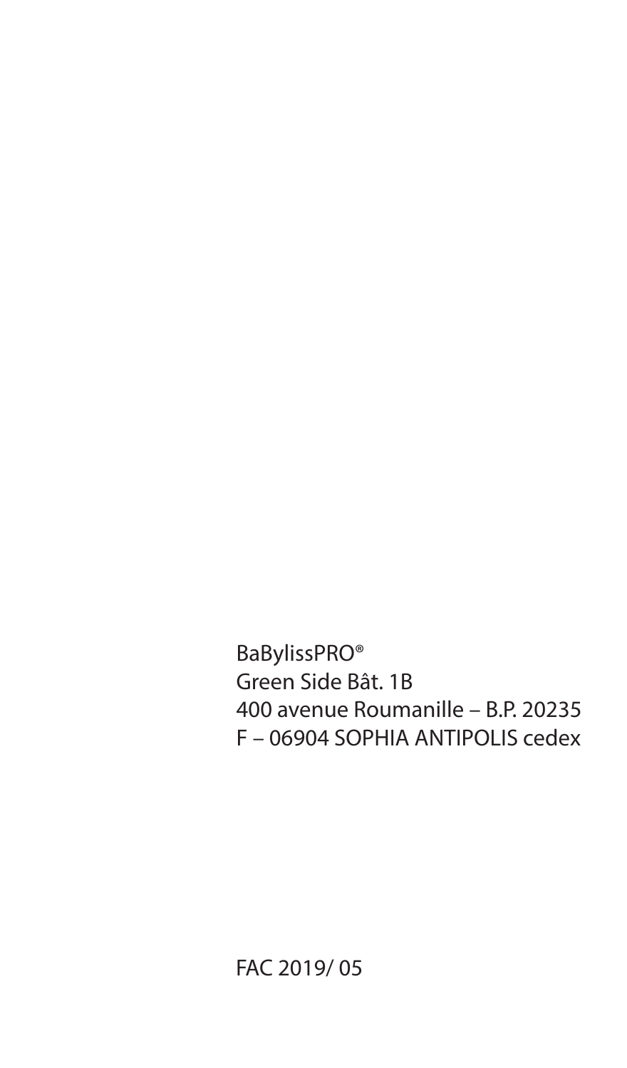BaBylissPRO®
Green Side Bât. 1B
400 avenue Roumanille – B.P. 20235
F – 06904 SOPHIA ANTIPOLIS cedex

FAC 2019/ 05